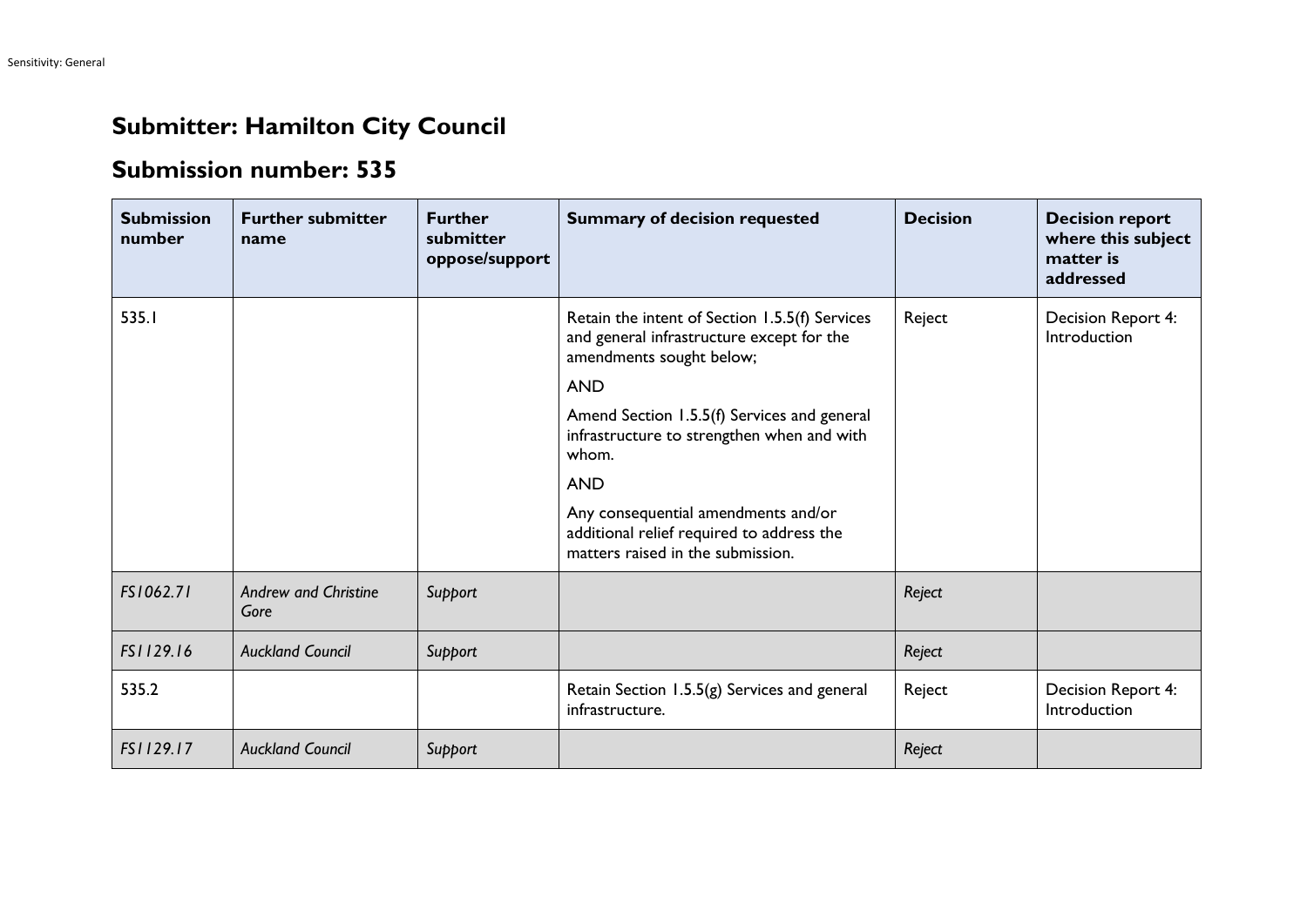## Submitter: Hamilton City Council

## Submission number: 535

| Submission number | Further submitter name | Further submitter oppose/support | Summary of decision requested | Decision | Decision report where this subject matter is addressed |
|---|---|---|---|---|---|
| 535.1 | | | Retain the intent of Section 1.5.5(f) Services and general infrastructure except for the amendments sought below; <br><br> AND <br><br> Amend Section 1.5.5(f) Services and general infrastructure to strengthen when and with whom. <br><br> AND <br><br> Any consequential amendments and/or additional relief required to address the matters raised in the submission. | Reject | Decision Report 4: Introduction |
| *FS1062.71* | *Andrew and Christine Gore* | *Support* | | *Reject* | |
| *FS1129.16* | *Auckland Council* | *Support* | | *Reject* | |
| 535.2 | | | Retain Section 1.5.5(g) Services and general infrastructure. | Reject | Decision Report 4: Introduction |
| *FS1129.17* | *Auckland Council* | *Support* | | *Reject* | |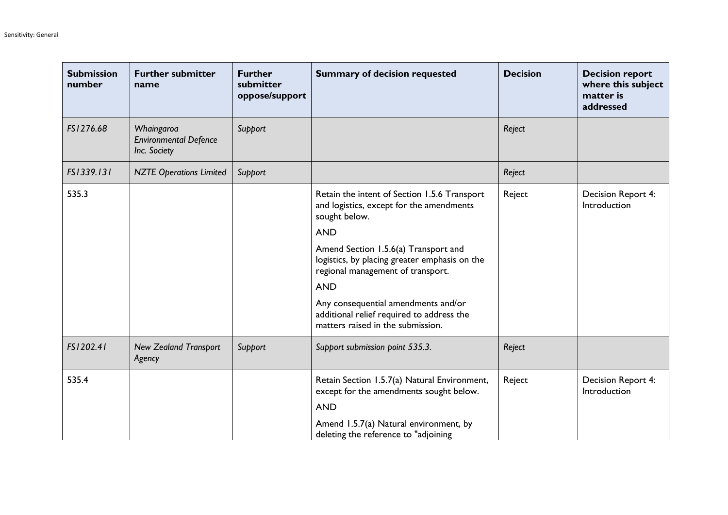| Submission number | Further submitter name | Further submitter oppose/support | Summary of decision requested | Decision | Decision report where this subject matter is addressed |
|---|---|---|---|---|---|
| *FS1276.68* | *Whaingaroa Environmental Defence Inc. Society* | *Support* | | *Reject* | |
| *FS1339.131* | *NZTE Operations Limited* | *Support* | | *Reject* | |
| 535.3 | | | Retain the intent of Section 1.5.6 Transport and logistics, except for the amendments sought below.<br><br>AND<br><br>Amend Section 1.5.6(a) Transport and logistics, by placing greater emphasis on the regional management of transport.<br><br>AND<br><br>Any consequential amendments and/or additional relief required to address the matters raised in the submission. | Reject | Decision Report 4: Introduction |
| *FS1202.41* | *New Zealand Transport Agency* | *Support* | *Support submission point 535.3.* | *Reject* | |
| 535.4 | | | Retain Section 1.5.7(a) Natural Environment, except for the amendments sought below.<br><br>AND<br><br>Amend 1.5.7(a) Natural environment, by deleting the reference to "adjoining | Reject | Decision Report 4: Introduction |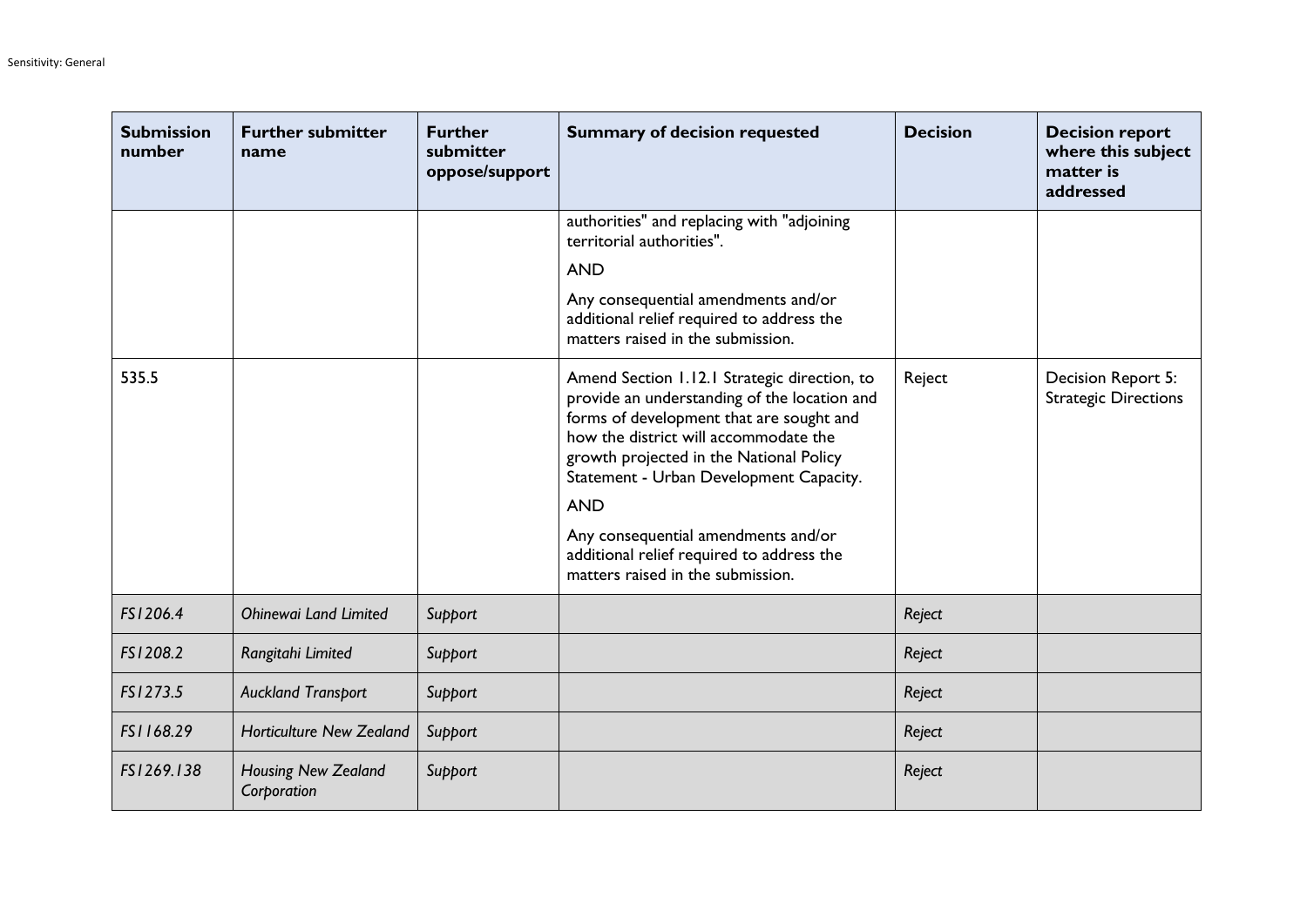| Submission number | Further submitter name | Further submitter oppose/support | Summary of decision requested | Decision | Decision report where this subject matter is addressed |
|---|---|---|---|---|---|
| | | | authorities" and replacing with "adjoining territorial authorities".<br><br>AND<br><br>Any consequential amendments and/or additional relief required to address the matters raised in the submission. | | |
| 535.5 | | | Amend Section 1.12.1 Strategic direction, to provide an understanding of the location and forms of development that are sought and how the district will accommodate the growth projected in the National Policy Statement - Urban Development Capacity.<br><br>AND<br><br>Any consequential amendments and/or additional relief required to address the matters raised in the submission. | Reject | Decision Report 5: Strategic Directions |
| *FS1206.4* | *Ohinewai Land Limited* | *Support* | | *Reject* | |
| *FS1208.2* | *Rangitahi Limited* | *Support* | | *Reject* | |
| *FS1273.5* | *Auckland Transport* | *Support* | | *Reject* | |
| *FS1168.29* | *Horticulture New Zealand* | *Support* | | *Reject* | |
| *FS1269.138* | *Housing New Zealand Corporation* | *Support* | | *Reject* | |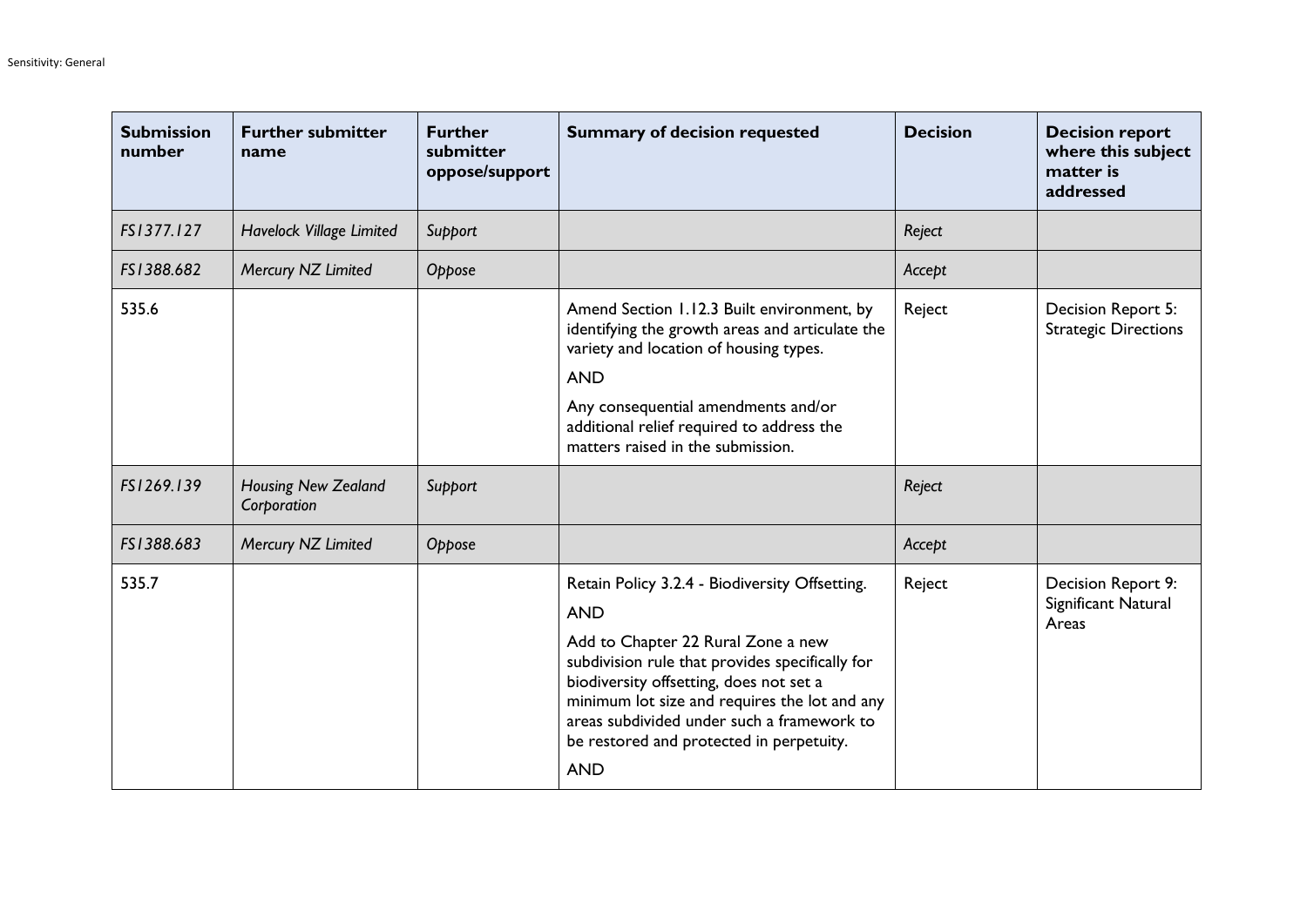| Submission number | Further submitter name | Further submitter oppose/support | Summary of decision requested | Decision | Decision report where this subject matter is addressed |
|---|---|---|---|---|---|
| *FS1377.127* | *Havelock Village Limited* | *Support* | | *Reject* | |
| *FS1388.682* | *Mercury NZ Limited* | *Oppose* | | *Accept* | |
| 535.6 | | | Amend Section 1.12.3 Built environment, by identifying the growth areas and articulate the variety and location of housing types.<br><br>AND<br><br>Any consequential amendments and/or additional relief required to address the matters raised in the submission. | Reject | Decision Report 5: Strategic Directions |
| *FS1269.139* | *Housing New Zealand Corporation* | *Support* | | *Reject* | |
| *FS1388.683* | *Mercury NZ Limited* | *Oppose* | | *Accept* | |
| 535.7 | | | Retain Policy 3.2.4 - Biodiversity Offsetting.<br><br>AND<br><br>Add to Chapter 22 Rural Zone a new subdivision rule that provides specifically for biodiversity offsetting, does not set a minimum lot size and requires the lot and any areas subdivided under such a framework to be restored and protected in perpetuity.<br><br>AND | Reject | Decision Report 9: Significant Natural Areas |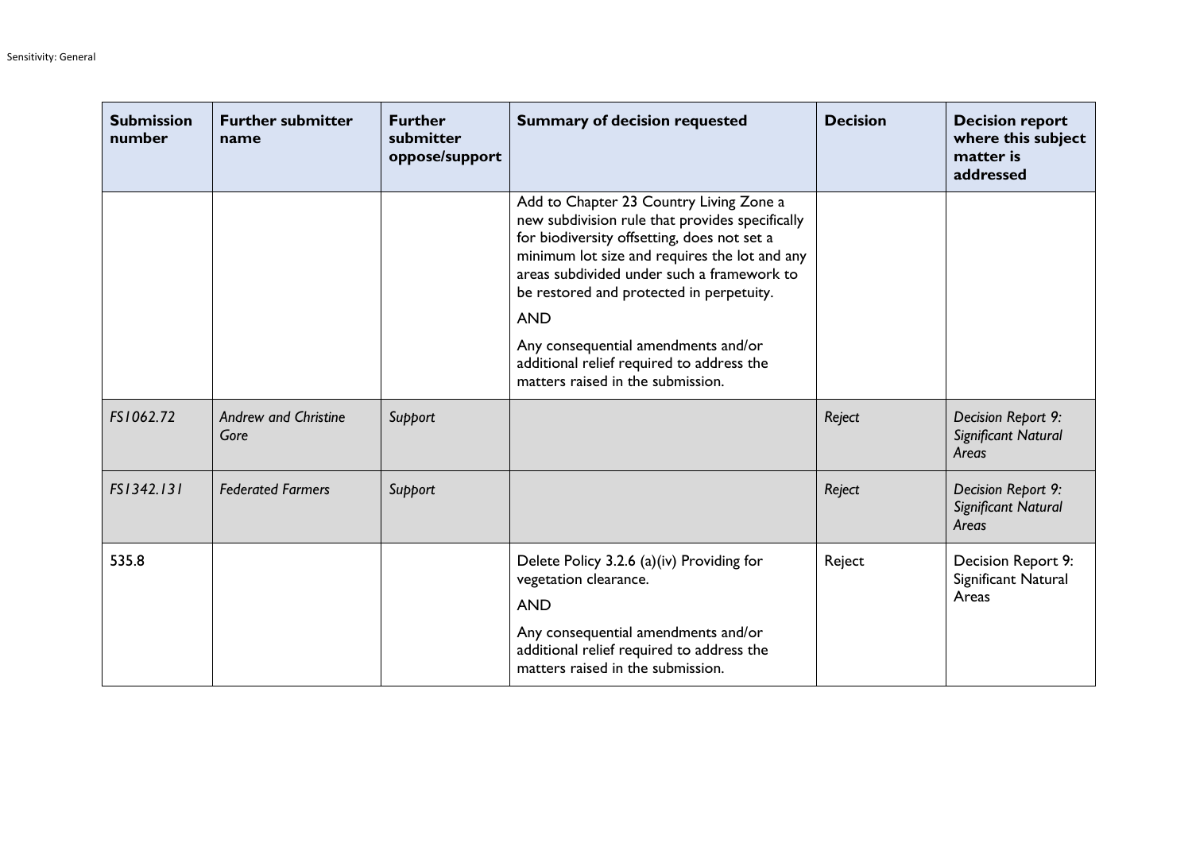| Submission number | Further submitter name | Further submitter oppose/support | Summary of decision requested | Decision | Decision report where this subject matter is addressed |
|---|---|---|---|---|---|
| | | | Add to Chapter 23 Country Living Zone a new subdivision rule that provides specifically for biodiversity offsetting, does not set a minimum lot size and requires the lot and any areas subdivided under such a framework to be restored and protected in perpetuity. <br><br> AND <br><br> Any consequential amendments and/or additional relief required to address the matters raised in the submission. | | |
| *FS1062.72* | *Andrew and Christine Gore* | *Support* | | *Reject* | *Decision Report 9: Significant Natural Areas* |
| *FS1342.131* | *Federated Farmers* | *Support* | | *Reject* | *Decision Report 9: Significant Natural Areas* |
| 535.8 | | | Delete Policy 3.2.6 (a)(iv) Providing for vegetation clearance. <br><br> AND <br><br> Any consequential amendments and/or additional relief required to address the matters raised in the submission. | Reject | Decision Report 9: Significant Natural Areas |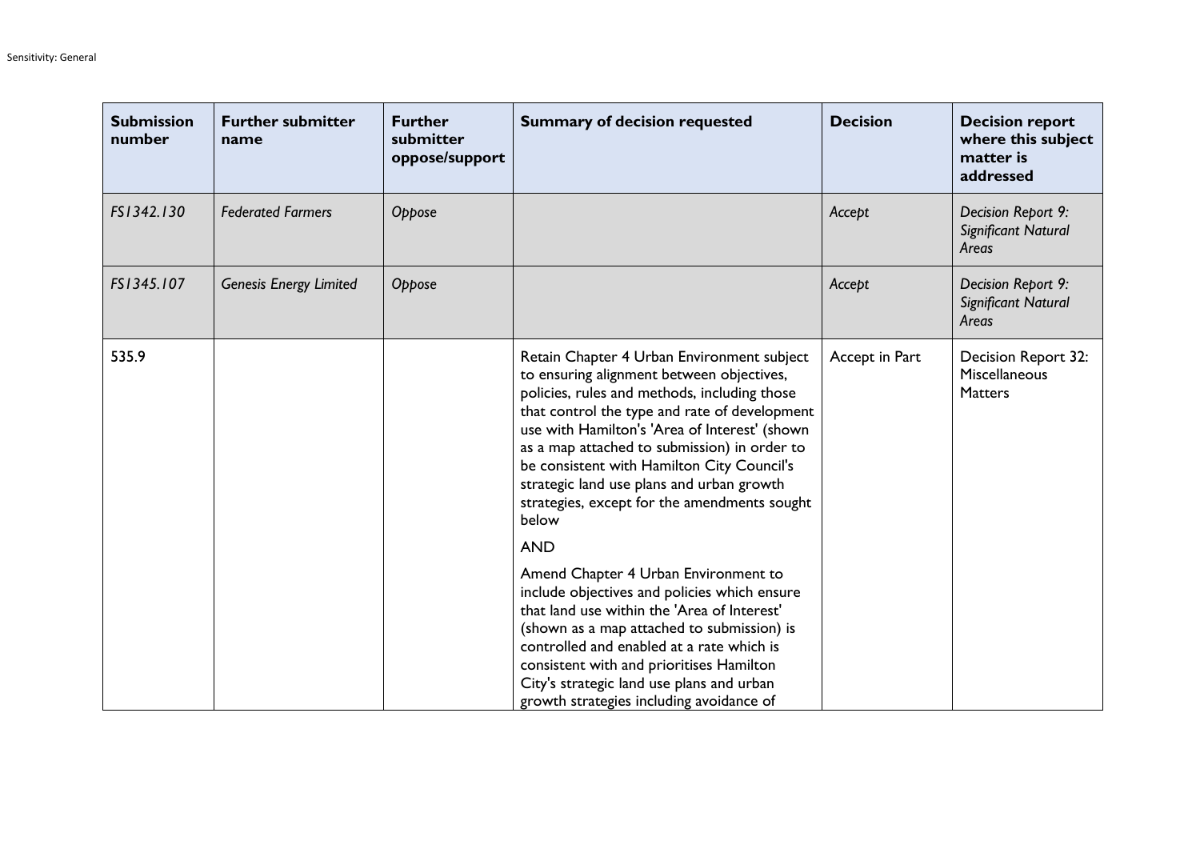| Submission number | Further submitter name | Further submitter oppose/support | Summary of decision requested | Decision | Decision report where this subject matter is addressed |
|---|---|---|---|---|---|
| *FS1342.130* | *Federated Farmers* | *Oppose* | | *Accept* | *Decision Report 9: Significant Natural Areas* |
| *FS1345.107* | *Genesis Energy Limited* | *Oppose* | | *Accept* | *Decision Report 9: Significant Natural Areas* |
| 535.9 | | | Retain Chapter 4 Urban Environment subject to ensuring alignment between objectives, policies, rules and methods, including those that control the type and rate of development use with Hamilton's 'Area of Interest' (shown as a map attached to submission) in order to be consistent with Hamilton City Council's strategic land use plans and urban growth strategies, except for the amendments sought below<br><br>AND<br><br>Amend Chapter 4 Urban Environment to include objectives and policies which ensure that land use within the 'Area of Interest' (shown as a map attached to submission) is controlled and enabled at a rate which is consistent with and prioritises Hamilton City's strategic land use plans and urban growth strategies including avoidance of | Accept in Part | Decision Report 32: Miscellaneous Matters |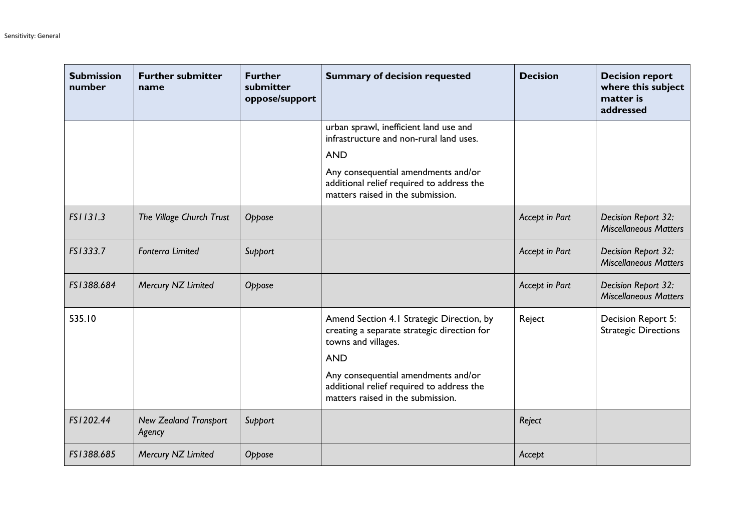| Submission number | Further submitter name | Further submitter oppose/support | Summary of decision requested | Decision | Decision report where this subject matter is addressed |
|---|---|---|---|---|---|
| | | | urban sprawl, inefficient land use and infrastructure and non-rural land uses.<br><br>AND<br><br>Any consequential amendments and/or additional relief required to address the matters raised in the submission. | | |
| *FS1131.3* | *The Village Church Trust* | *Oppose* | | *Accept in Part* | *Decision Report 32: Miscellaneous Matters* |
| *FS1333.7* | *Fonterra Limited* | *Support* | | *Accept in Part* | *Decision Report 32: Miscellaneous Matters* |
| *FS1388.684* | *Mercury NZ Limited* | *Oppose* | | *Accept in Part* | *Decision Report 32: Miscellaneous Matters* |
| 535.10 | | | Amend Section 4.1 Strategic Direction, by creating a separate strategic direction for towns and villages.<br><br>AND<br><br>Any consequential amendments and/or additional relief required to address the matters raised in the submission. | Reject | Decision Report 5: Strategic Directions |
| *FS1202.44* | *New Zealand Transport Agency* | *Support* | | *Reject* | |
| *FS1388.685* | *Mercury NZ Limited* | *Oppose* | | *Accept* | |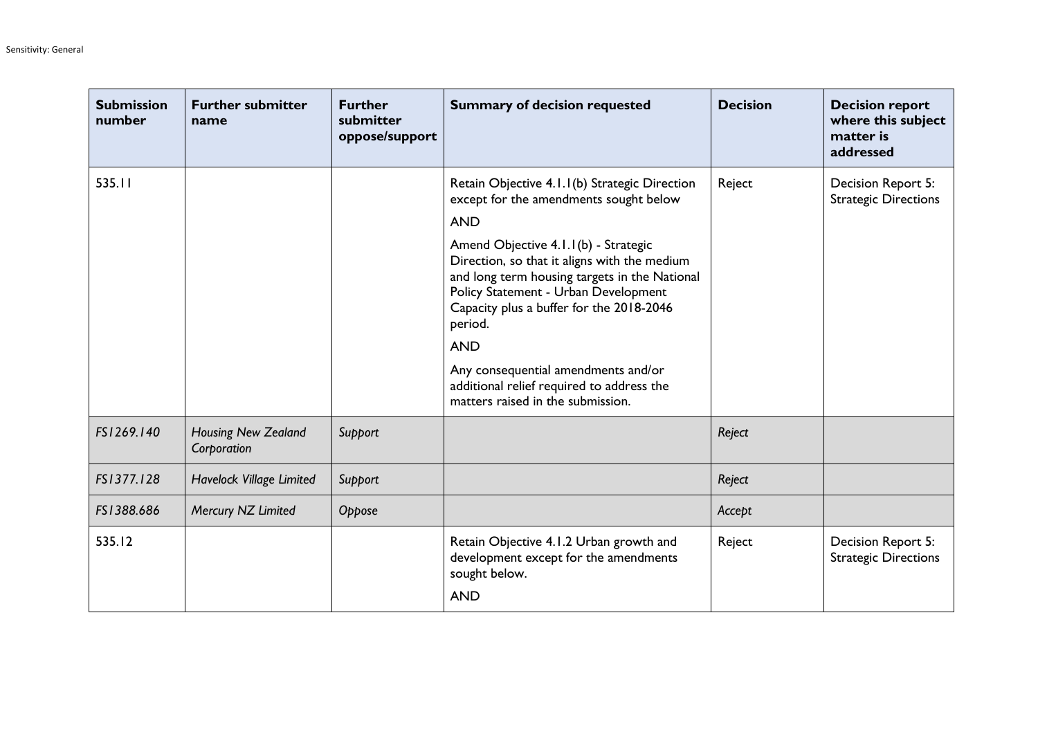| Submission number | Further submitter name | Further submitter oppose/support | Summary of decision requested | Decision | Decision report where this subject matter is addressed |
|---|---|---|---|---|---|
| 535.11 | | | Retain Objective 4.1.1(b) Strategic Direction except for the amendments sought below<br><br>AND<br><br>Amend Objective 4.1.1(b) - Strategic Direction, so that it aligns with the medium and long term housing targets in the National Policy Statement - Urban Development Capacity plus a buffer for the 2018-2046 period.<br><br>AND<br><br>Any consequential amendments and/or additional relief required to address the matters raised in the submission. | Reject | Decision Report 5: Strategic Directions |
| *FS1269.140* | *Housing New Zealand Corporation* | *Support* | | *Reject* | |
| *FS1377.128* | *Havelock Village Limited* | *Support* | | *Reject* | |
| *FS1388.686* | *Mercury NZ Limited* | *Oppose* | | *Accept* | |
| 535.12 | | | Retain Objective 4.1.2 Urban growth and development except for the amendments sought below.<br><br>AND | Reject | Decision Report 5: Strategic Directions |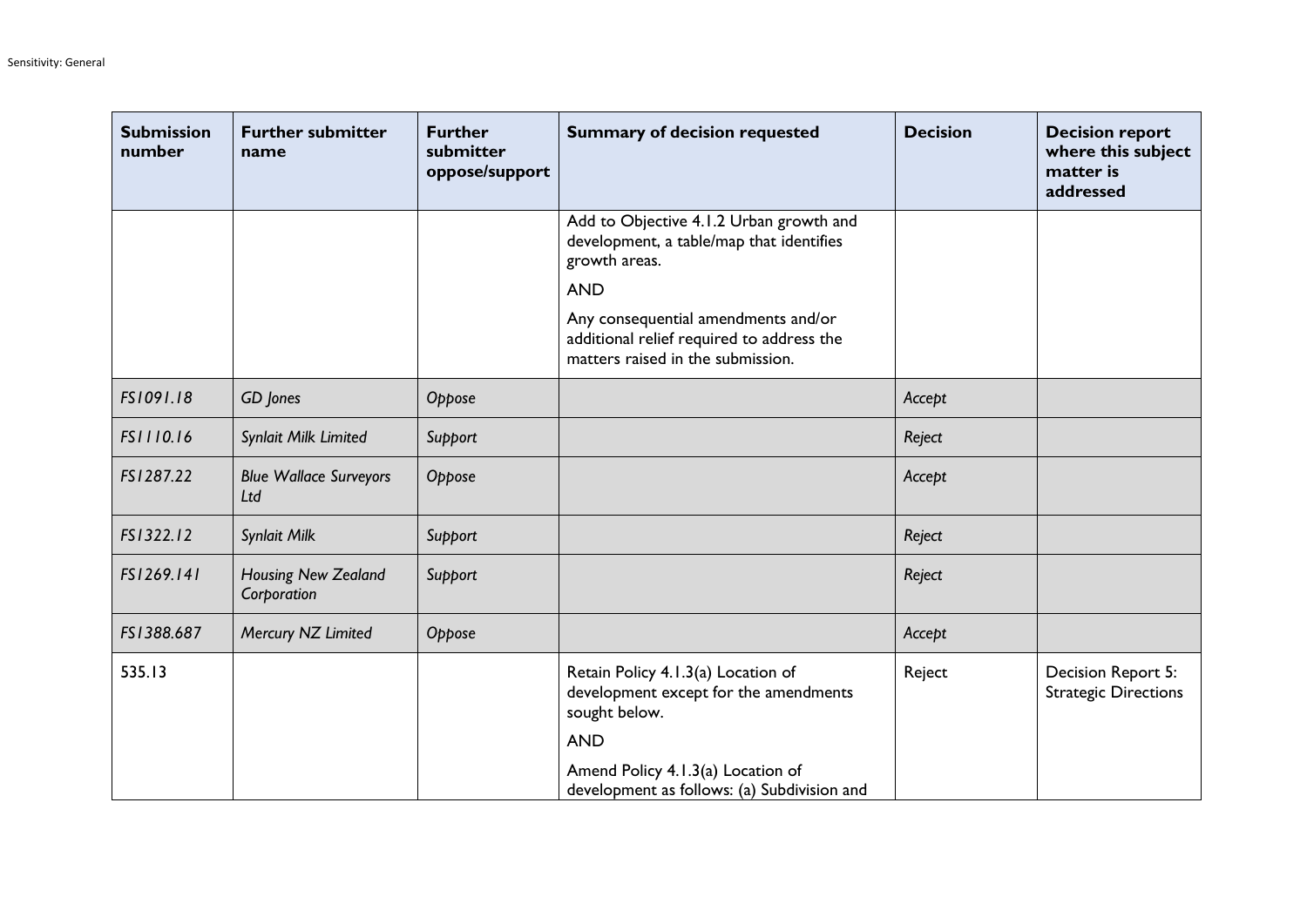| Submission number | Further submitter name | Further submitter oppose/support | Summary of decision requested | Decision | Decision report where this subject matter is addressed |
|---|---|---|---|---|---|
| | | | Add to Objective 4.1.2 Urban growth and development, a table/map that identifies growth areas.<br><br>AND<br><br>Any consequential amendments and/or additional relief required to address the matters raised in the submission. | | |
| *FS1091.18* | *GD Jones* | *Oppose* | | *Accept* | |
| *FS1110.16* | *Synlait Milk Limited* | *Support* | | *Reject* | |
| *FS1287.22* | *Blue Wallace Surveyors Ltd* | *Oppose* | | *Accept* | |
| *FS1322.12* | *Synlait Milk* | *Support* | | *Reject* | |
| *FS1269.141* | *Housing New Zealand Corporation* | *Support* | | *Reject* | |
| *FS1388.687* | *Mercury NZ Limited* | *Oppose* | | *Accept* | |
| 535.13 | | | Retain Policy 4.1.3(a) Location of development except for the amendments sought below.<br><br>AND<br><br>Amend Policy 4.1.3(a) Location of development as follows: (a) Subdivision and | Reject | Decision Report 5: Strategic Directions |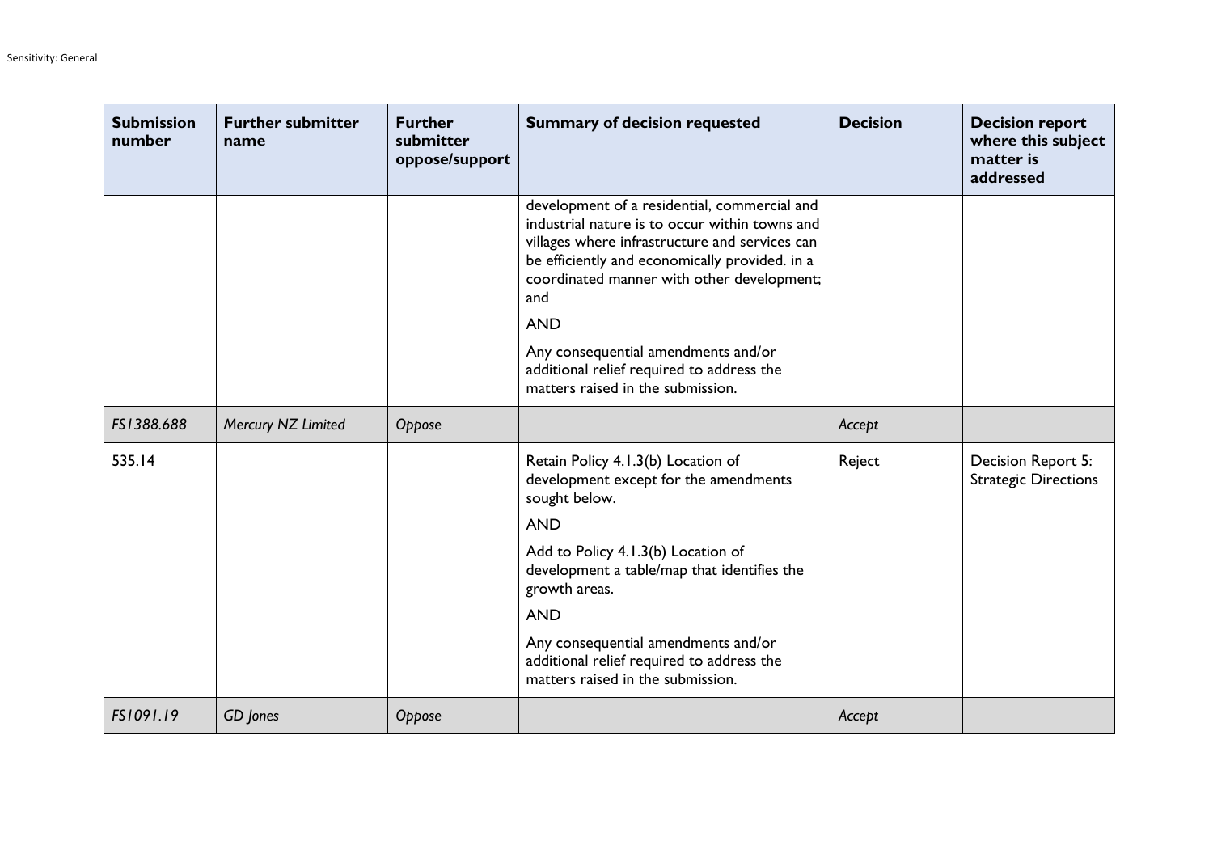| Submission number | Further submitter name | Further submitter oppose/support | Summary of decision requested | Decision | Decision report where this subject matter is addressed |
|---|---|---|---|---|---|
| | | | development of a residential, commercial and industrial nature is to occur within towns and villages where infrastructure and services can be efficiently and economically provided. in a coordinated manner with other development; and<br><br>AND<br><br>Any consequential amendments and/or additional relief required to address the matters raised in the submission. | | |
| *FS1388.688* | *Mercury NZ Limited* | *Oppose* | | *Accept* | |
| 535.14 | | | Retain Policy 4.1.3(b) Location of development except for the amendments sought below.<br><br>AND<br><br>Add to Policy 4.1.3(b) Location of development a table/map that identifies the growth areas.<br><br>AND<br><br>Any consequential amendments and/or additional relief required to address the matters raised in the submission. | Reject | Decision Report 5: Strategic Directions |
| *FS1091.19* | *GD Jones* | *Oppose* | | *Accept* | |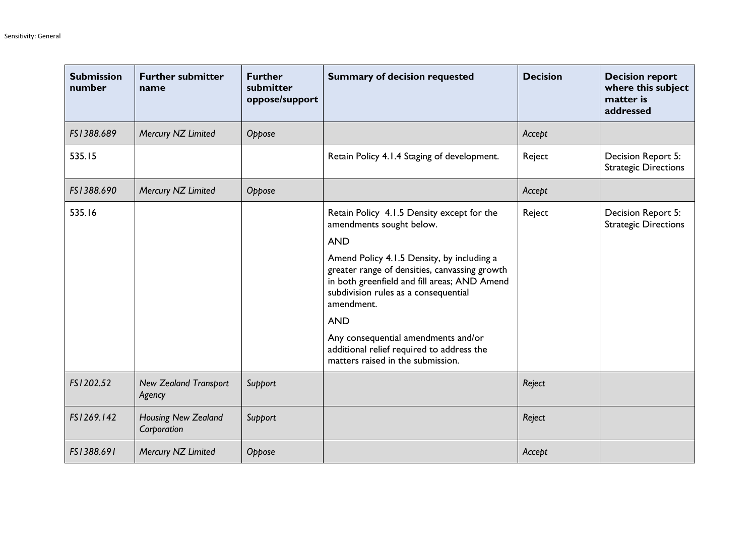| Submission number | Further submitter name | Further submitter oppose/support | Summary of decision requested | Decision | Decision report where this subject matter is addressed |
|---|---|---|---|---|---|
| *FS1388.689* | *Mercury NZ Limited* | *Oppose* | | *Accept* | |
| 535.15 | | | Retain Policy 4.1.4 Staging of development. | Reject | Decision Report 5: Strategic Directions |
| *FS1388.690* | *Mercury NZ Limited* | *Oppose* | | *Accept* | |
| 535.16 | | | Retain Policy 4.1.5 Density except for the amendments sought below.<br><br>AND<br><br>Amend Policy 4.1.5 Density, by including a greater range of densities, canvassing growth in both greenfield and fill areas; AND Amend subdivision rules as a consequential amendment.<br><br>AND<br><br>Any consequential amendments and/or additional relief required to address the matters raised in the submission. | Reject | Decision Report 5: Strategic Directions |
| *FS1202.52* | *New Zealand Transport Agency* | *Support* | | *Reject* | |
| *FS1269.142* | *Housing New Zealand Corporation* | *Support* | | *Reject* | |
| *FS1388.691* | *Mercury NZ Limited* | *Oppose* | | *Accept* | |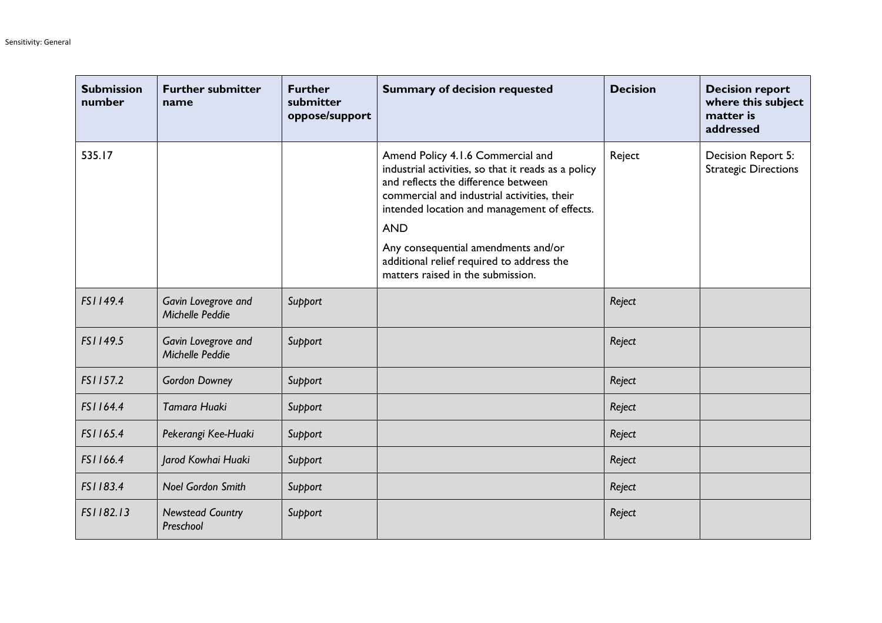| Submission number | Further submitter name | Further submitter oppose/support | Summary of decision requested | Decision | Decision report where this subject matter is addressed |
|---|---|---|---|---|---|
| 535.17 | | | Amend Policy 4.1.6 Commercial and industrial activities, so that it reads as a policy and reflects the difference between commercial and industrial activities, their intended location and management of effects.<br><br>AND<br><br>Any consequential amendments and/or additional relief required to address the matters raised in the submission. | Reject | Decision Report 5: Strategic Directions |
| *FS1149.4* | *Gavin Lovegrove and Michelle Peddie* | *Support* | | *Reject* | |
| *FS1149.5* | *Gavin Lovegrove and Michelle Peddie* | *Support* | | *Reject* | |
| *FS1157.2* | *Gordon Downey* | *Support* | | *Reject* | |
| *FS1164.4* | *Tamara Huaki* | *Support* | | *Reject* | |
| *FS1165.4* | *Pekerangi Kee-Huaki* | *Support* | | *Reject* | |
| *FS1166.4* | *Jarod Kowhai Huaki* | *Support* | | *Reject* | |
| *FS1183.4* | *Noel Gordon Smith* | *Support* | | *Reject* | |
| *FS1182.13* | *Newstead Country Preschool* | *Support* | | *Reject* | |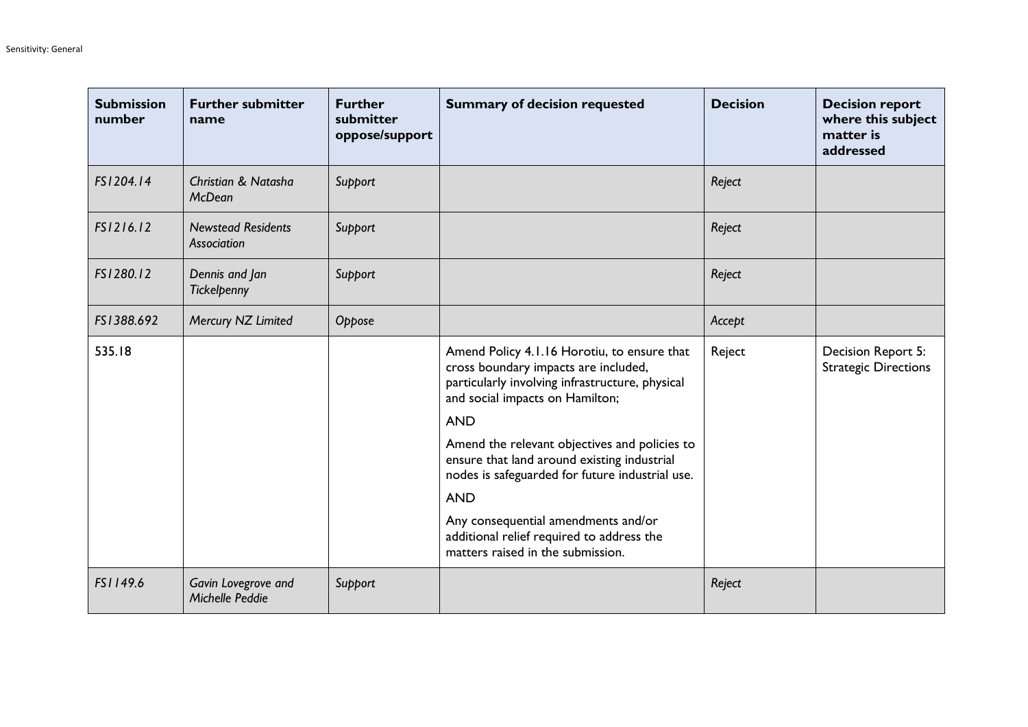| Submission number | Further submitter name | Further submitter oppose/support | Summary of decision requested | Decision | Decision report where this subject matter is addressed |
|---|---|---|---|---|---|
| *FS1204.14* | *Christian & Natasha McDean* | *Support* | | *Reject* | |
| *FS1216.12* | *Newstead Residents Association* | *Support* | | *Reject* | |
| *FS1280.12* | *Dennis and Jan Tickelpenny* | *Support* | | *Reject* | |
| *FS1388.692* | *Mercury NZ Limited* | *Oppose* | | *Accept* | |
| 535.18 | | | Amend Policy 4.1.16 Horotiu, to ensure that cross boundary impacts are included, particularly involving infrastructure, physical and social impacts on Hamilton;<br><br>AND<br><br>Amend the relevant objectives and policies to ensure that land around existing industrial nodes is safeguarded for future industrial use.<br><br>AND<br><br>Any consequential amendments and/or additional relief required to address the matters raised in the submission. | Reject | Decision Report 5: Strategic Directions |
| *FS1149.6* | *Gavin Lovegrove and Michelle Peddie* | *Support* | | *Reject* | |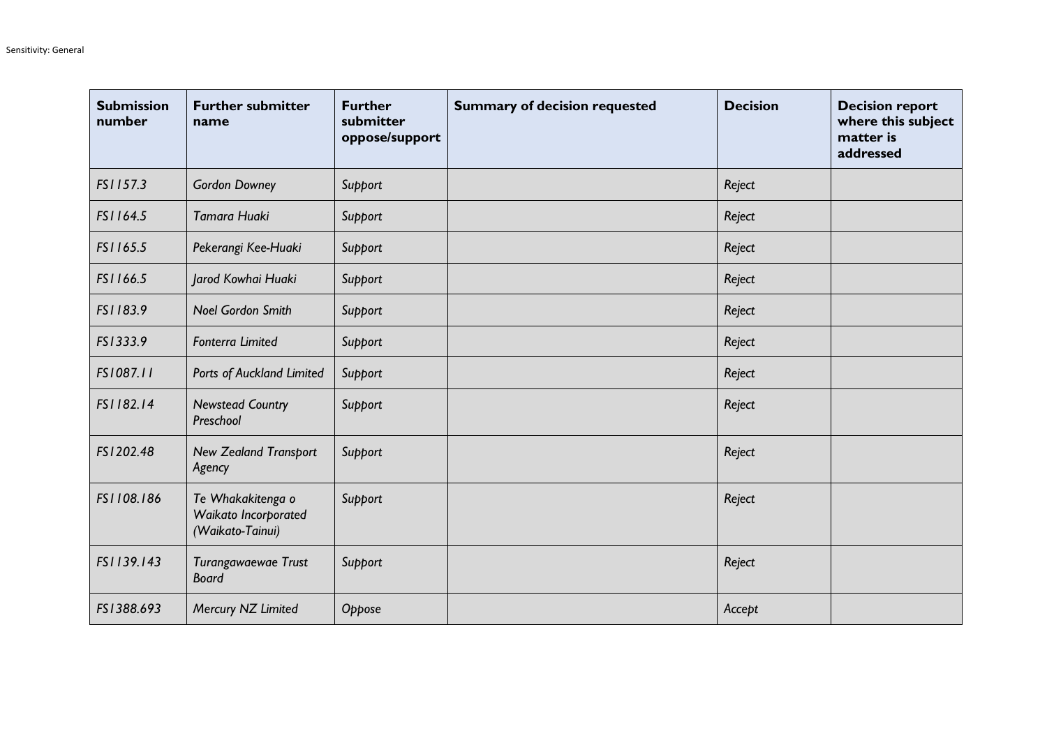| Submission number | Further submitter name | Further submitter oppose/support | Summary of decision requested | Decision | Decision report where this subject matter is addressed |
|---|---|---|---|---|---|
| *FS1157.3* | *Gordon Downey* | *Support* | | *Reject* | |
| *FS1164.5* | *Tamara Huaki* | *Support* | | *Reject* | |
| *FS1165.5* | *Pekerangi Kee-Huaki* | *Support* | | *Reject* | |
| *FS1166.5* | *Jarod Kowhai Huaki* | *Support* | | *Reject* | |
| *FS1183.9* | *Noel Gordon Smith* | *Support* | | *Reject* | |
| *FS1333.9* | *Fonterra Limited* | *Support* | | *Reject* | |
| *FS1087.11* | *Ports of Auckland Limited* | *Support* | | *Reject* | |
| *FS1182.14* | *Newstead Country Preschool* | *Support* | | *Reject* | |
| *FS1202.48* | *New Zealand Transport Agency* | *Support* | | *Reject* | |
| *FS1108.186* | *Te Whakakitenga o Waikato Incorporated (Waikato-Tainui)* | *Support* | | *Reject* | |
| *FS1139.143* | *Turangawaewae Trust Board* | *Support* | | *Reject* | |
| *FS1388.693* | *Mercury NZ Limited* | *Oppose* | | *Accept* | |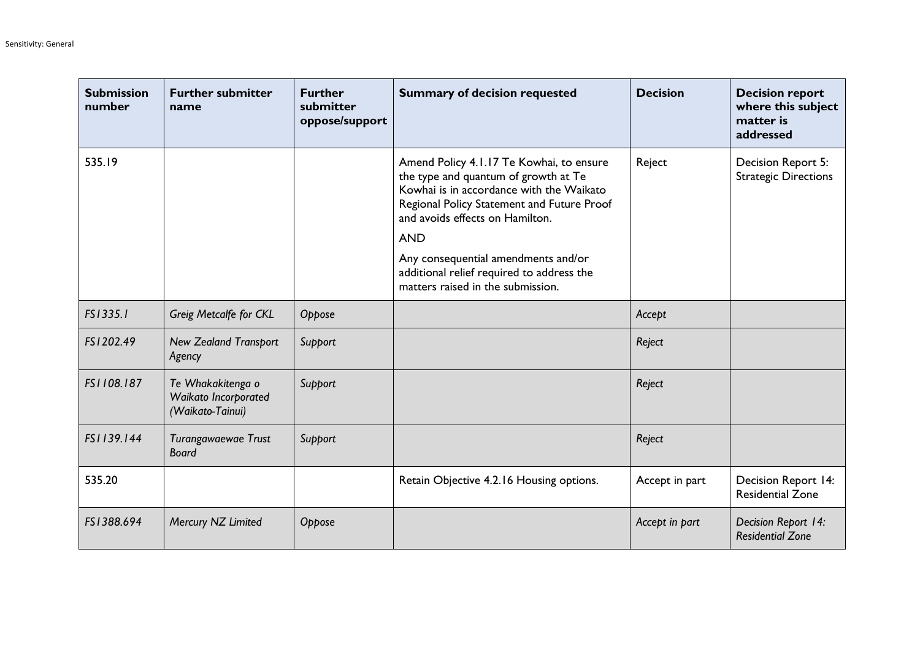| Submission number | Further submitter name | Further submitter oppose/support | Summary of decision requested | Decision | Decision report where this subject matter is addressed |
|---|---|---|---|---|---|
| 535.19 | | | Amend Policy 4.1.17 Te Kowhai, to ensure the type and quantum of growth at Te Kowhai is in accordance with the Waikato Regional Policy Statement and Future Proof and avoids effects on Hamilton.<br><br>AND<br><br>Any consequential amendments and/or additional relief required to address the matters raised in the submission. | Reject | Decision Report 5: Strategic Directions |
| *FS1335.1* | *Greig Metcalfe for CKL* | *Oppose* | | *Accept* | |
| *FS1202.49* | *New Zealand Transport Agency* | *Support* | | *Reject* | |
| *FS1108.187* | *Te Whakakitenga o Waikato Incorporated (Waikato-Tainui)* | *Support* | | *Reject* | |
| *FS1139.144* | *Turangawaewae Trust Board* | *Support* | | *Reject* | |
| 535.20 | | | Retain Objective 4.2.16 Housing options. | Accept in part | Decision Report 14: Residential Zone |
| *FS1388.694* | *Mercury NZ Limited* | *Oppose* | | *Accept in part* | *Decision Report 14: Residential Zone* |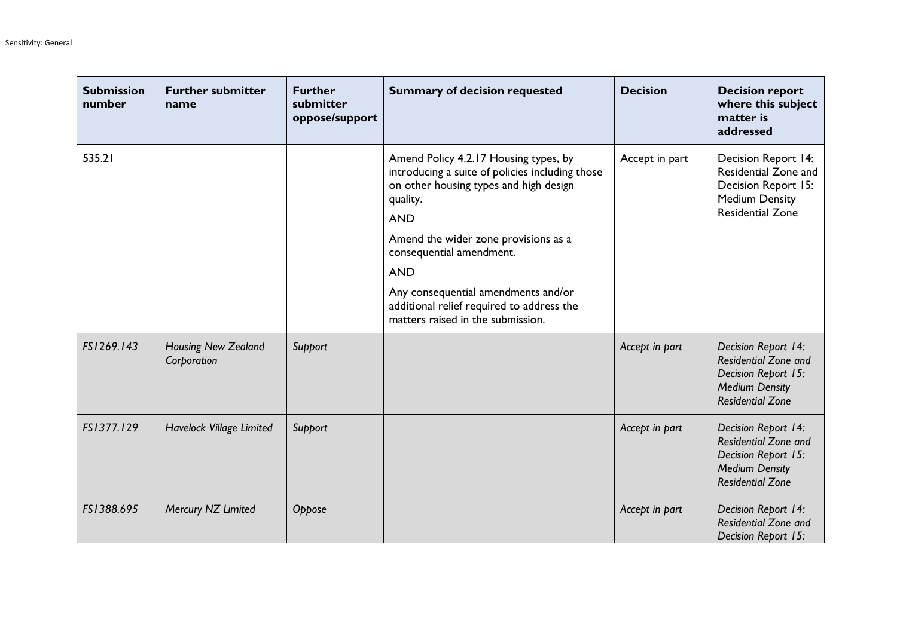| Submission number | Further submitter name | Further submitter oppose/support | Summary of decision requested | Decision | Decision report where this subject matter is addressed |
|---|---|---|---|---|---|
| 535.21 | | | Amend Policy 4.2.17 Housing types, by introducing a suite of policies including those on other housing types and high design quality. <br><br> AND <br><br> Amend the wider zone provisions as a consequential amendment. <br><br> AND <br><br> Any consequential amendments and/or additional relief required to address the matters raised in the submission. | Accept in part | Decision Report 14: Residential Zone and Decision Report 15: Medium Density Residential Zone |
| *FS1269.143* | *Housing New Zealand Corporation* | *Support* | | *Accept in part* | *Decision Report 14: Residential Zone and Decision Report 15: Medium Density Residential Zone* |
| *FS1377.129* | *Havelock Village Limited* | *Support* | | *Accept in part* | *Decision Report 14: Residential Zone and Decision Report 15: Medium Density Residential Zone* |
| *FS1388.695* | *Mercury NZ Limited* | *Oppose* | | *Accept in part* | *Decision Report 14: Residential Zone and Decision Report 15:* |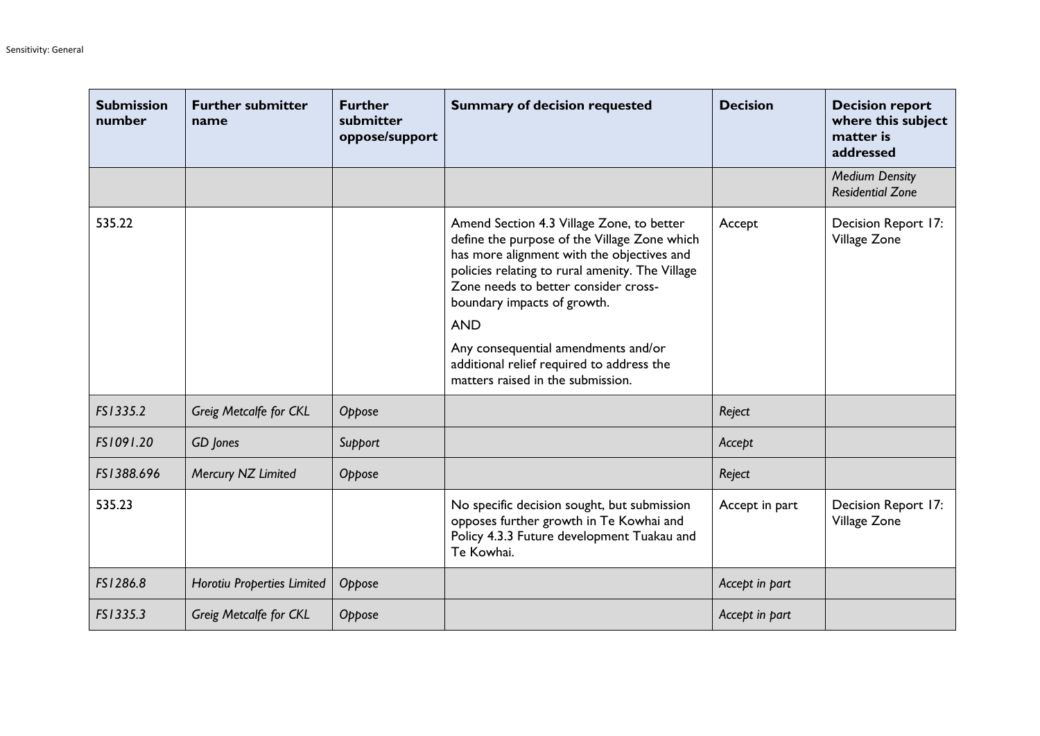| Submission number | Further submitter name | Further submitter oppose/support | Summary of decision requested | Decision | Decision report where this subject matter is addressed |
|---|---|---|---|---|---|
| | | | | | *Medium Density Residential Zone* |
| 535.22 | | | Amend Section 4.3 Village Zone, to better define the purpose of the Village Zone which has more alignment with the objectives and policies relating to rural amenity. The Village Zone needs to better consider cross-boundary impacts of growth.<br><br>AND<br><br>Any consequential amendments and/or additional relief required to address the matters raised in the submission. | Accept | Decision Report 17: Village Zone |
| *FS1335.2* | *Greig Metcalfe for CKL* | *Oppose* | | *Reject* | |
| *FS1091.20* | *GD Jones* | *Support* | | *Accept* | |
| *FS1388.696* | *Mercury NZ Limited* | *Oppose* | | *Reject* | |
| 535.23 | | | No specific decision sought, but submission opposes further growth in Te Kowhai and Policy 4.3.3 Future development Tuakau and Te Kowhai. | Accept in part | Decision Report 17: Village Zone |
| *FS1286.8* | *Horotiu Properties Limited* | *Oppose* | | *Accept in part* | |
| *FS1335.3* | *Greig Metcalfe for CKL* | *Oppose* | | *Accept in part* | |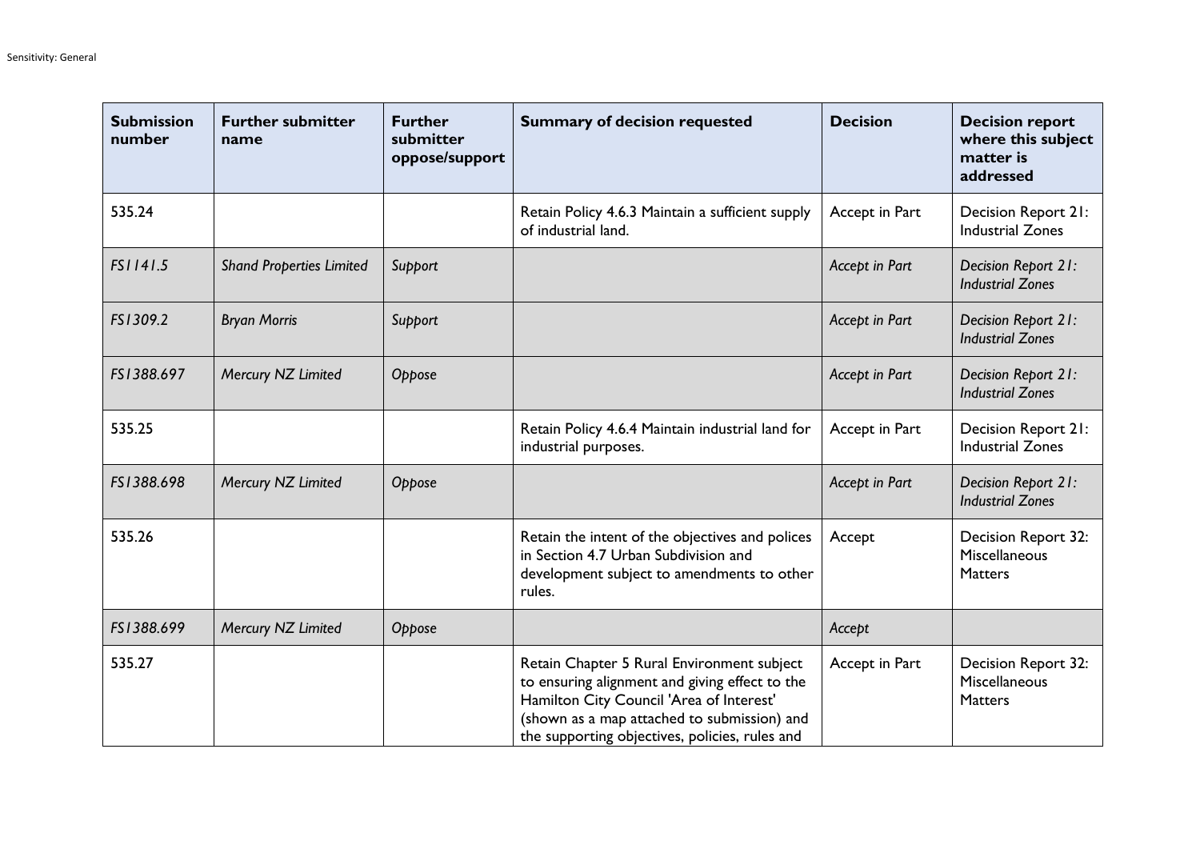| Submission number | Further submitter name | Further submitter oppose/support | Summary of decision requested | Decision | Decision report where this subject matter is addressed |
|---|---|---|---|---|---|
| 535.24 | | | Retain Policy 4.6.3 Maintain a sufficient supply of industrial land. | Accept in Part | Decision Report 21: Industrial Zones |
| *FS1141.5* | *Shand Properties Limited* | *Support* | | *Accept in Part* | *Decision Report 21: Industrial Zones* |
| *FS1309.2* | *Bryan Morris* | *Support* | | *Accept in Part* | *Decision Report 21: Industrial Zones* |
| *FS1388.697* | *Mercury NZ Limited* | *Oppose* | | *Accept in Part* | *Decision Report 21: Industrial Zones* |
| 535.25 | | | Retain Policy 4.6.4 Maintain industrial land for industrial purposes. | Accept in Part | Decision Report 21: Industrial Zones |
| *FS1388.698* | *Mercury NZ Limited* | *Oppose* | | *Accept in Part* | *Decision Report 21: Industrial Zones* |
| 535.26 | | | Retain the intent of the objectives and polices in Section 4.7 Urban Subdivision and development subject to amendments to other rules. | Accept | Decision Report 32: Miscellaneous Matters |
| *FS1388.699* | *Mercury NZ Limited* | *Oppose* | | *Accept* | |
| 535.27 | | | Retain Chapter 5 Rural Environment subject to ensuring alignment and giving effect to the Hamilton City Council 'Area of Interest' (shown as a map attached to submission) and the supporting objectives, policies, rules and | Accept in Part | Decision Report 32: Miscellaneous Matters |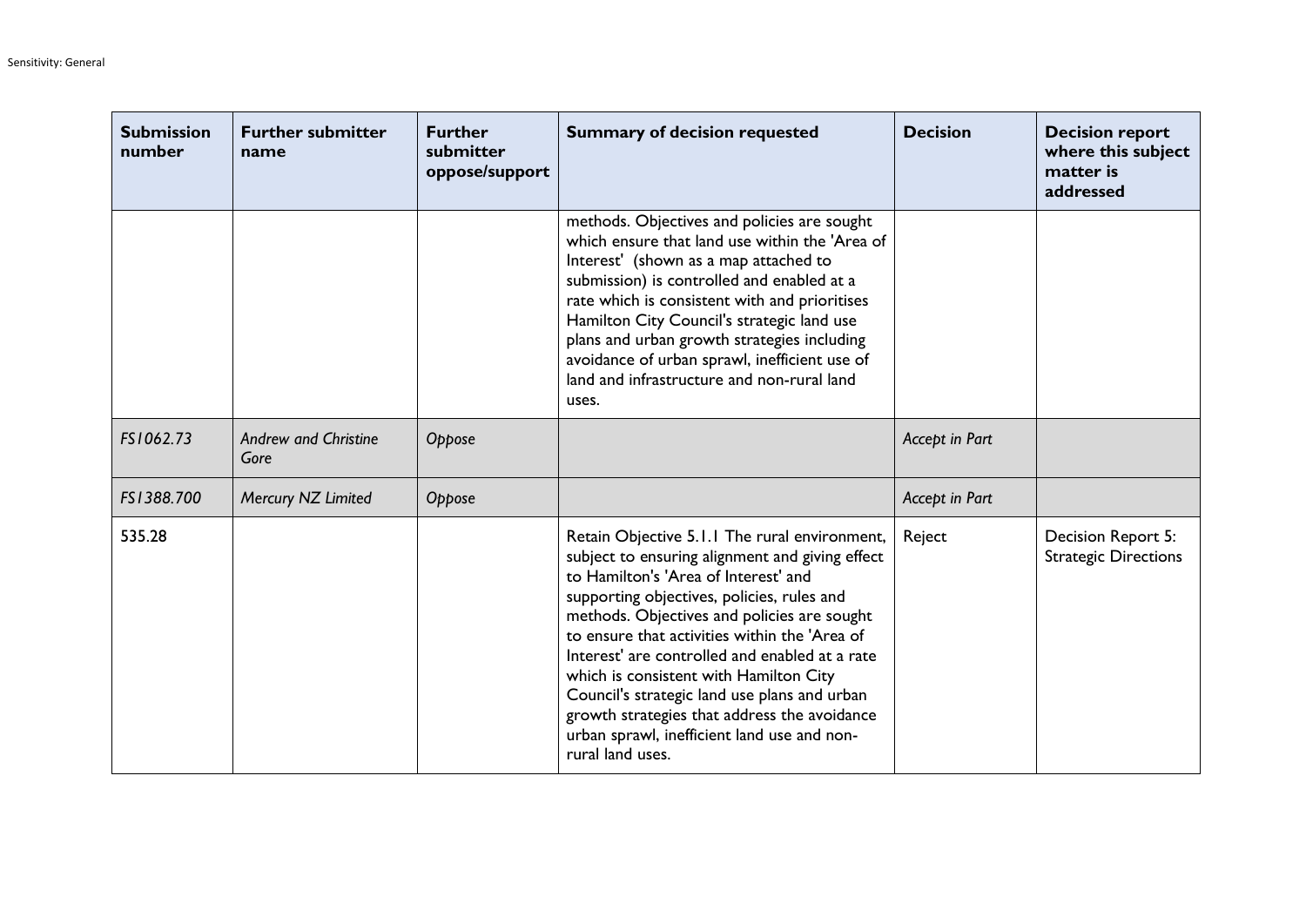| Submission number | Further submitter name | Further submitter oppose/support | Summary of decision requested | Decision | Decision report where this subject matter is addressed |
|---|---|---|---|---|---|
| | | | methods. Objectives and policies are sought which ensure that land use within the 'Area of Interest' (shown as a map attached to submission) is controlled and enabled at a rate which is consistent with and prioritises Hamilton City Council's strategic land use plans and urban growth strategies including avoidance of urban sprawl, inefficient use of land and infrastructure and non-rural land uses. | | |
| *FS1062.73* | *Andrew and Christine Gore* | *Oppose* | | *Accept in Part* | |
| *FS1388.700* | *Mercury NZ Limited* | *Oppose* | | *Accept in Part* | |
| 535.28 | | | Retain Objective 5.1.1 The rural environment, subject to ensuring alignment and giving effect to Hamilton's 'Area of Interest' and supporting objectives, policies, rules and methods. Objectives and policies are sought to ensure that activities within the 'Area of Interest' are controlled and enabled at a rate which is consistent with Hamilton City Council's strategic land use plans and urban growth strategies that address the avoidance urban sprawl, inefficient land use and non-rural land uses. | Reject | Decision Report 5: Strategic Directions |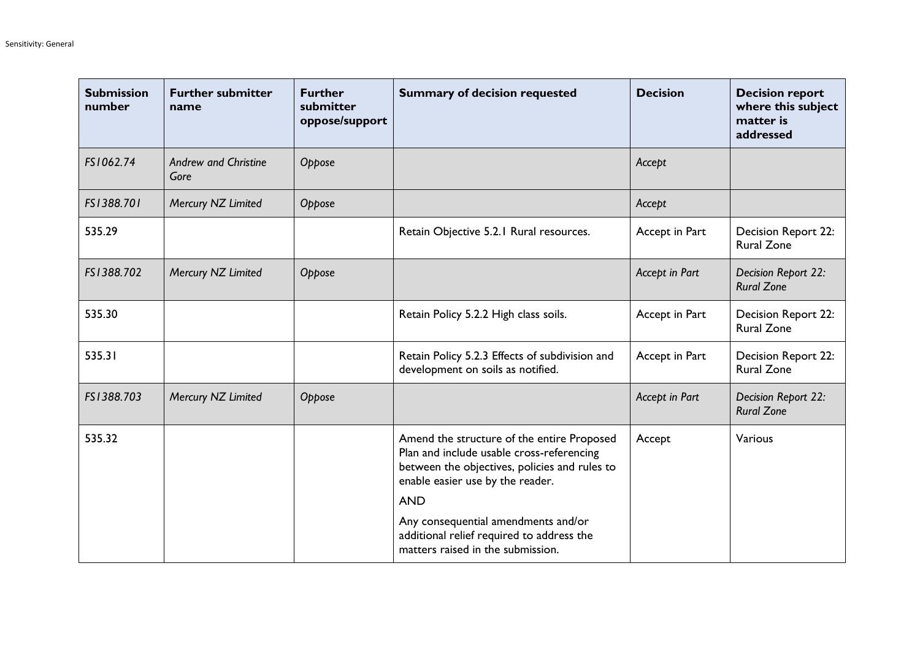| Submission number | Further submitter name | Further submitter oppose/support | Summary of decision requested | Decision | Decision report where this subject matter is addressed |
|---|---|---|---|---|---|
| *FS1062.74* | *Andrew and Christine Gore* | *Oppose* | | *Accept* | |
| *FS1388.701* | *Mercury NZ Limited* | *Oppose* | | *Accept* | |
| 535.29 | | | Retain Objective 5.2.1 Rural resources. | Accept in Part | Decision Report 22: Rural Zone |
| *FS1388.702* | *Mercury NZ Limited* | *Oppose* | | *Accept in Part* | *Decision Report 22: Rural Zone* |
| 535.30 | | | Retain Policy 5.2.2 High class soils. | Accept in Part | Decision Report 22: Rural Zone |
| 535.31 | | | Retain Policy 5.2.3 Effects of subdivision and development on soils as notified. | Accept in Part | Decision Report 22: Rural Zone |
| *FS1388.703* | *Mercury NZ Limited* | *Oppose* | | *Accept in Part* | *Decision Report 22: Rural Zone* |
| 535.32 | | | Amend the structure of the entire Proposed Plan and include usable cross-referencing between the objectives, policies and rules to enable easier use by the reader.<br><br>AND<br><br>Any consequential amendments and/or additional relief required to address the matters raised in the submission. | Accept | Various |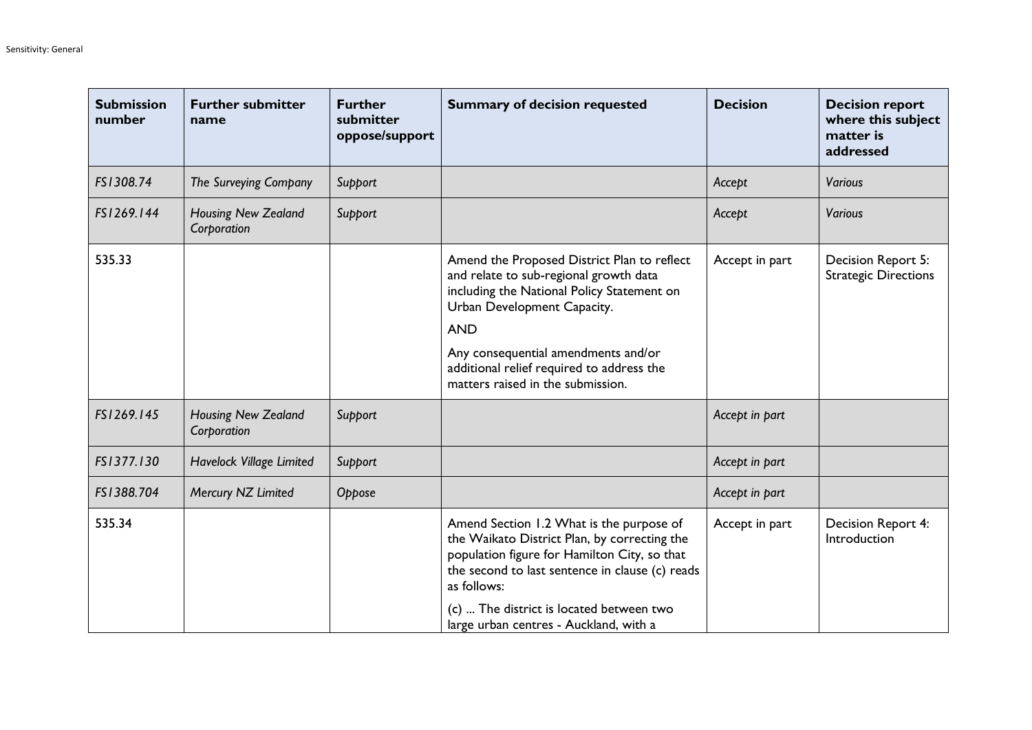| Submission number | Further submitter name | Further submitter oppose/support | Summary of decision requested | Decision | Decision report where this subject matter is addressed |
|---|---|---|---|---|---|
| *FS1308.74* | *The Surveying Company* | *Support* | | *Accept* | *Various* |
| *FS1269.144* | *Housing New Zealand Corporation* | *Support* | | *Accept* | *Various* |
| 535.33 | | | Amend the Proposed District Plan to reflect and relate to sub-regional growth data including the National Policy Statement on Urban Development Capacity.<br><br>AND<br><br>Any consequential amendments and/or additional relief required to address the matters raised in the submission. | Accept in part | Decision Report 5: Strategic Directions |
| *FS1269.145* | *Housing New Zealand Corporation* | *Support* | | *Accept in part* | |
| *FS1377.130* | *Havelock Village Limited* | *Support* | | *Accept in part* | |
| *FS1388.704* | *Mercury NZ Limited* | *Oppose* | | *Accept in part* | |
| 535.34 | | | Amend Section 1.2 What is the purpose of the Waikato District Plan, by correcting the population figure for Hamilton City, so that the second to last sentence in clause (c) reads as follows:<br><br>(c) ... The district is located between two large urban centres - Auckland, with a | Accept in part | Decision Report 4: Introduction |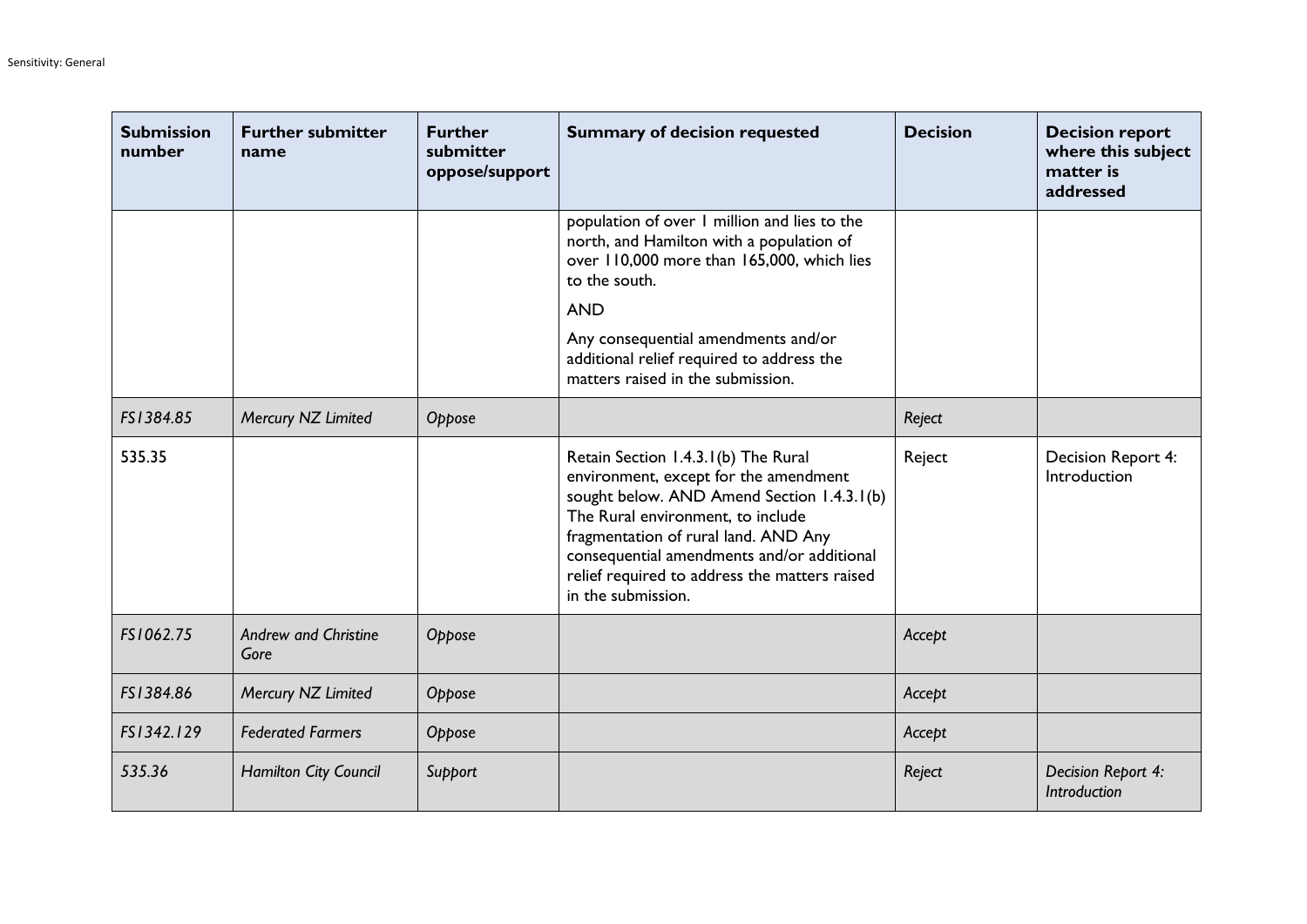| Submission number | Further submitter name | Further submitter oppose/support | Summary of decision requested | Decision | Decision report where this subject matter is addressed |
|---|---|---|---|---|---|
| | | | population of over 1 million and lies to the north, and Hamilton with a population of over 110,000 more than 165,000, which lies to the south. AND Any consequential amendments and/or additional relief required to address the matters raised in the submission. | | |
| *FS1384.85* | *Mercury NZ Limited* | *Oppose* | | *Reject* | |
| 535.35 | | | Retain Section 1.4.3.1(b) The Rural environment, except for the amendment sought below. AND Amend Section 1.4.3.1(b) The Rural environment, to include fragmentation of rural land. AND Any consequential amendments and/or additional relief required to address the matters raised in the submission. | Reject | Decision Report 4: Introduction |
| *FS1062.75* | *Andrew and Christine Gore* | *Oppose* | | *Accept* | |
| *FS1384.86* | *Mercury NZ Limited* | *Oppose* | | *Accept* | |
| *FS1342.129* | *Federated Farmers* | *Oppose* | | *Accept* | |
| *535.36* | *Hamilton City Council* | *Support* | | *Reject* | *Decision Report 4: Introduction* |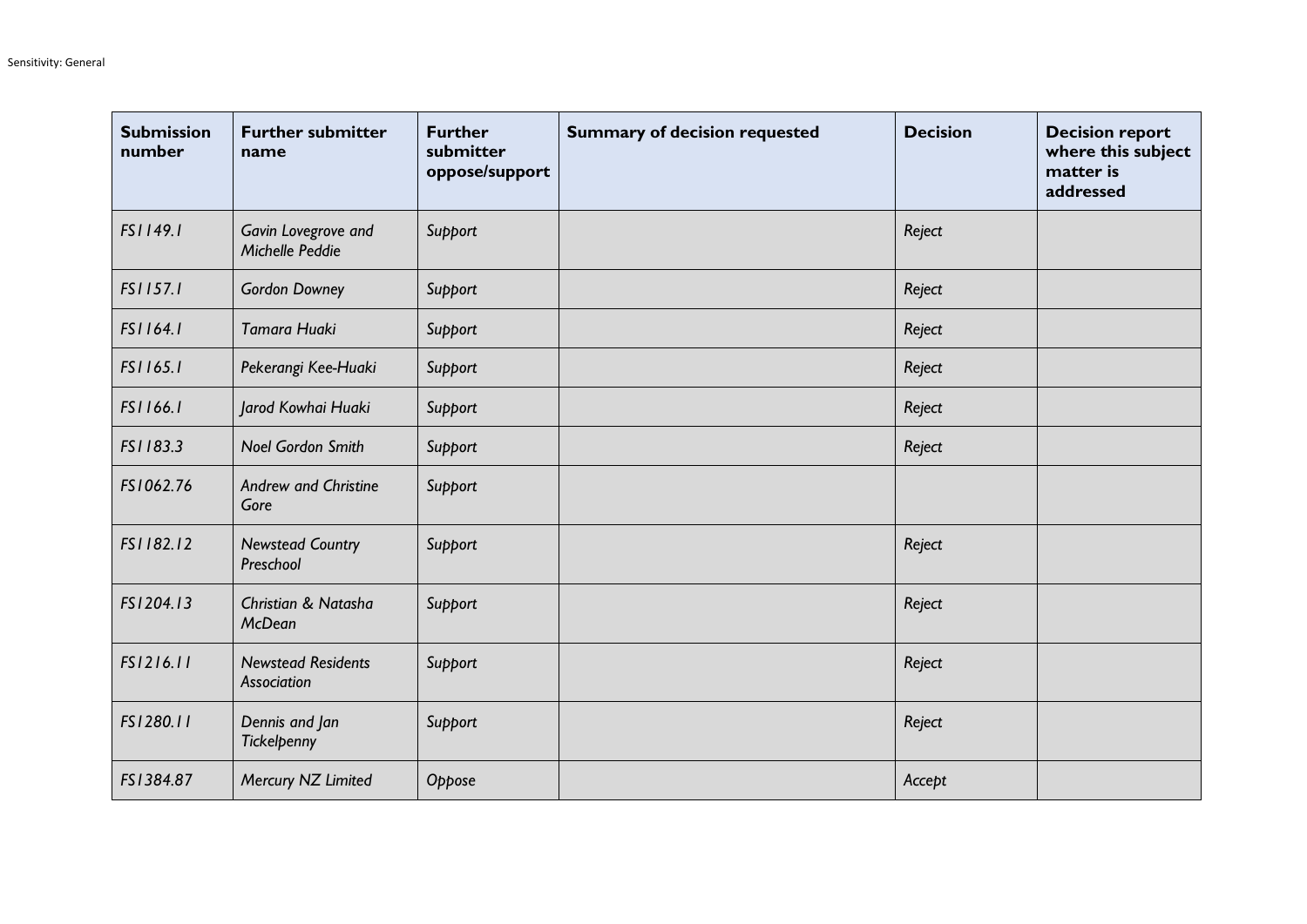| Submission number | Further submitter name | Further submitter oppose/support | Summary of decision requested | Decision | Decision report where this subject matter is addressed |
|---|---|---|---|---|---|
| *FS1149.1* | *Gavin Lovegrove and Michelle Peddie* | *Support* | | *Reject* | |
| *FS1157.1* | *Gordon Downey* | *Support* | | *Reject* | |
| *FS1164.1* | *Tamara Huaki* | *Support* | | *Reject* | |
| *FS1165.1* | *Pekerangi Kee-Huaki* | *Support* | | *Reject* | |
| *FS1166.1* | *Jarod Kowhai Huaki* | *Support* | | *Reject* | |
| *FS1183.3* | *Noel Gordon Smith* | *Support* | | *Reject* | |
| *FS1062.76* | *Andrew and Christine Gore* | *Support* | | | |
| *FS1182.12* | *Newstead Country Preschool* | *Support* | | *Reject* | |
| *FS1204.13* | *Christian & Natasha McDean* | *Support* | | *Reject* | |
| *FS1216.11* | *Newstead Residents Association* | *Support* | | *Reject* | |
| *FS1280.11* | *Dennis and Jan Tickelpenny* | *Support* | | *Reject* | |
| *FS1384.87* | *Mercury NZ Limited* | *Oppose* | | *Accept* | |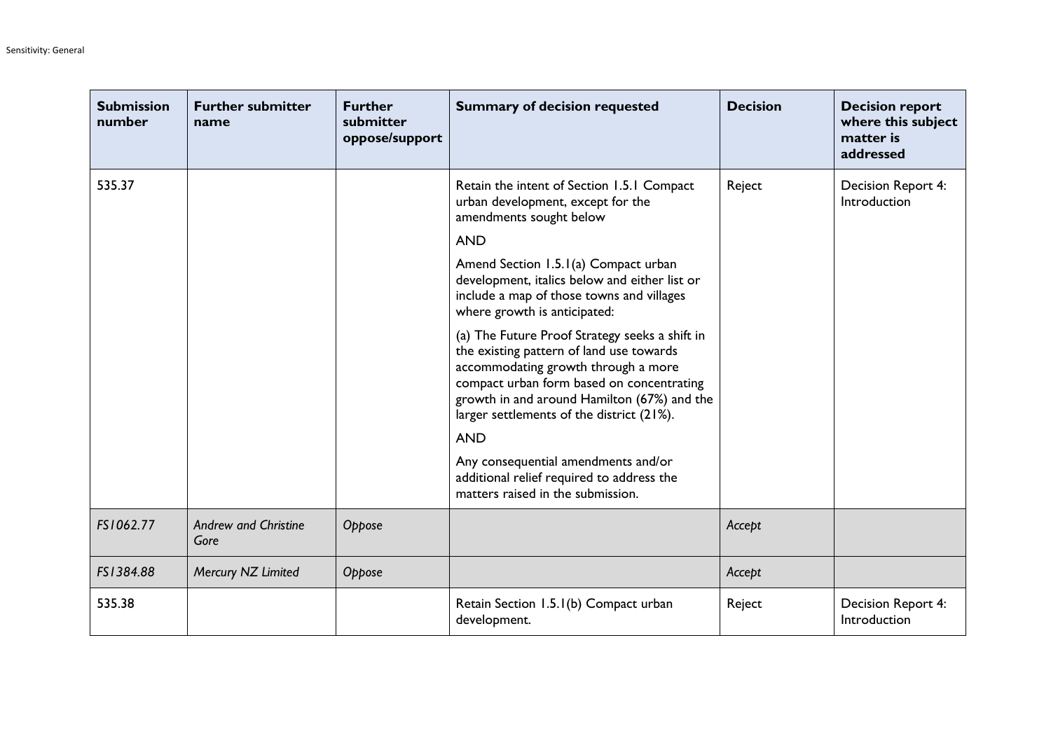| Submission number | Further submitter name | Further submitter oppose/support | Summary of decision requested | Decision | Decision report where this subject matter is addressed |
|---|---|---|---|---|---|
| 535.37 | | | Retain the intent of Section 1.5.1 Compact urban development, except for the amendments sought below<br><br>AND<br><br>Amend Section 1.5.1(a) Compact urban development, italics below and either list or include a map of those towns and villages where growth is anticipated:<br><br>(a) The Future Proof Strategy seeks a shift in the existing pattern of land use towards accommodating growth through a more compact urban form based on concentrating growth in and around Hamilton (67%) and the larger settlements of the district (21%).<br><br>AND<br><br>Any consequential amendments and/or additional relief required to address the matters raised in the submission. | Reject | Decision Report 4: Introduction |
| *FS1062.77* | *Andrew and Christine Gore* | *Oppose* | | *Accept* | |
| *FS1384.88* | *Mercury NZ Limited* | *Oppose* | | *Accept* | |
| 535.38 | | | Retain Section 1.5.1(b) Compact urban development. | Reject | Decision Report 4: Introduction |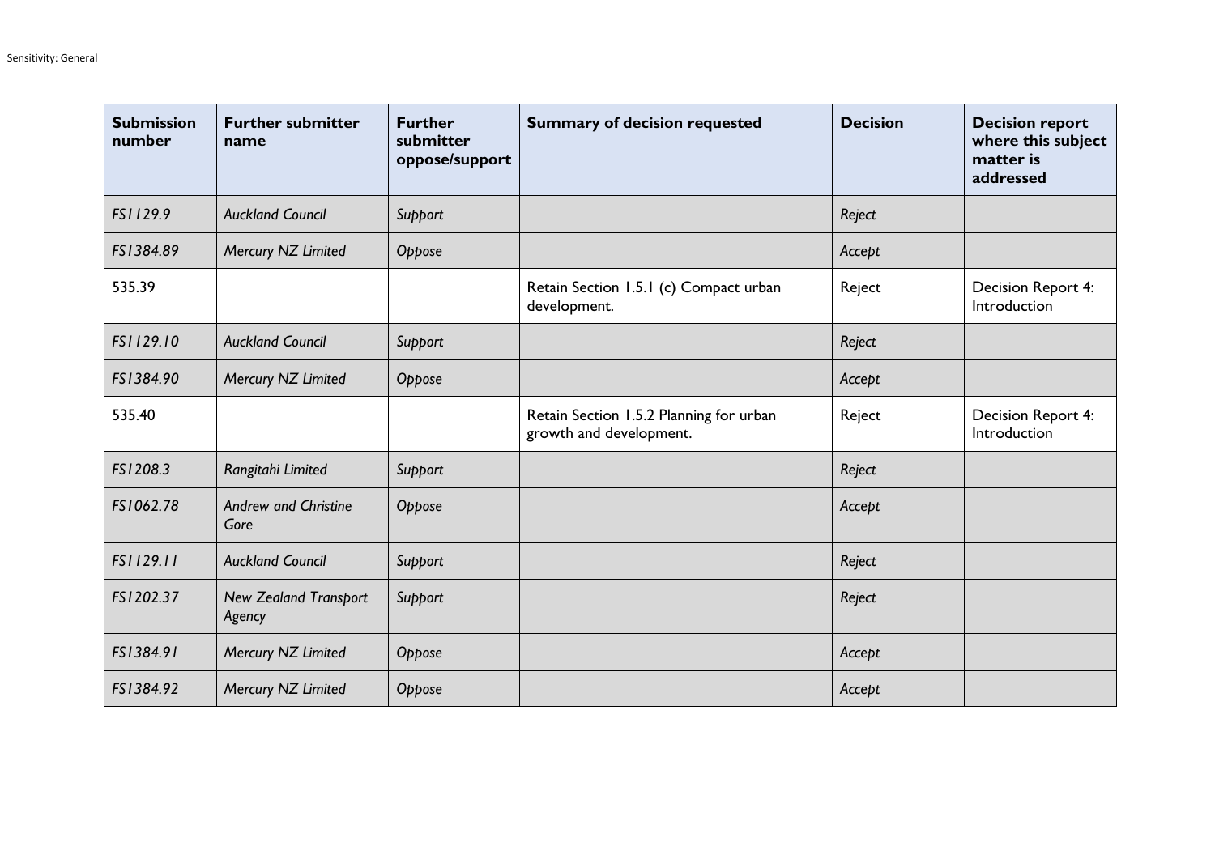| Submission number | Further submitter name | Further submitter oppose/support | Summary of decision requested | Decision | Decision report where this subject matter is addressed |
|---|---|---|---|---|---|
| *FS1129.9* | *Auckland Council* | *Support* | | *Reject* | |
| *FS1384.89* | *Mercury NZ Limited* | *Oppose* | | *Accept* | |
| 535.39 | | | Retain Section 1.5.1 (c) Compact urban development. | Reject | Decision Report 4: Introduction |
| *FS1129.10* | *Auckland Council* | *Support* | | *Reject* | |
| *FS1384.90* | *Mercury NZ Limited* | *Oppose* | | *Accept* | |
| 535.40 | | | Retain Section 1.5.2 Planning for urban growth and development. | Reject | Decision Report 4: Introduction |
| *FS1208.3* | *Rangitahi Limited* | *Support* | | *Reject* | |
| *FS1062.78* | *Andrew and Christine Gore* | *Oppose* | | *Accept* | |
| *FS1129.11* | *Auckland Council* | *Support* | | *Reject* | |
| *FS1202.37* | *New Zealand Transport Agency* | *Support* | | *Reject* | |
| *FS1384.91* | *Mercury NZ Limited* | *Oppose* | | *Accept* | |
| *FS1384.92* | *Mercury NZ Limited* | *Oppose* | | *Accept* | |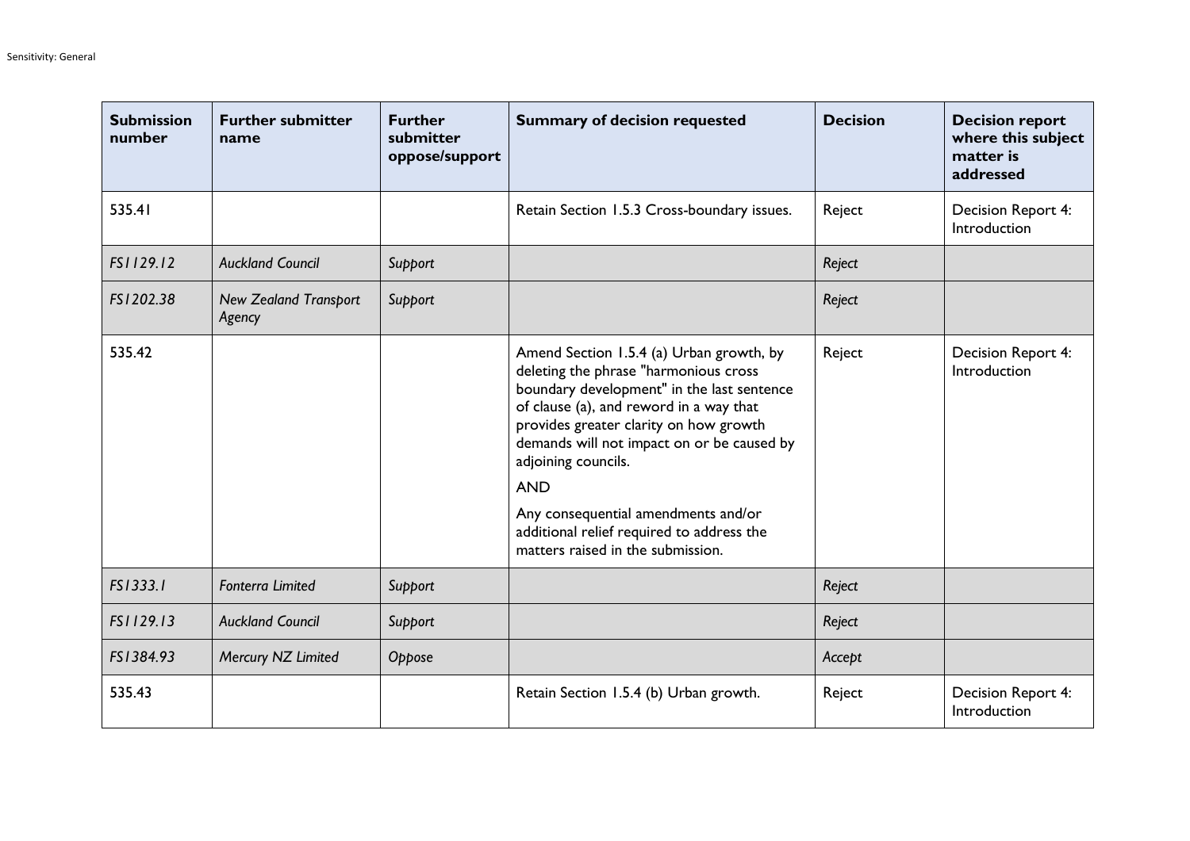| Submission number | Further submitter name | Further submitter oppose/support | Summary of decision requested | Decision | Decision report where this subject matter is addressed |
|---|---|---|---|---|---|
| 535.41 | | | Retain Section 1.5.3 Cross-boundary issues. | Reject | Decision Report 4: Introduction |
| *FS1129.12* | *Auckland Council* | *Support* | | *Reject* | |
| *FS1202.38* | *New Zealand Transport Agency* | *Support* | | *Reject* | |
| 535.42 | | | Amend Section 1.5.4 (a) Urban growth, by deleting the phrase "harmonious cross boundary development" in the last sentence of clause (a), and reword in a way that provides greater clarity on how growth demands will not impact on or be caused by adjoining councils.<br><br>AND<br><br>Any consequential amendments and/or additional relief required to address the matters raised in the submission. | Reject | Decision Report 4: Introduction |
| *FS1333.1* | *Fonterra Limited* | *Support* | | *Reject* | |
| *FS1129.13* | *Auckland Council* | *Support* | | *Reject* | |
| *FS1384.93* | *Mercury NZ Limited* | *Oppose* | | *Accept* | |
| 535.43 | | | Retain Section 1.5.4 (b) Urban growth. | Reject | Decision Report 4: Introduction |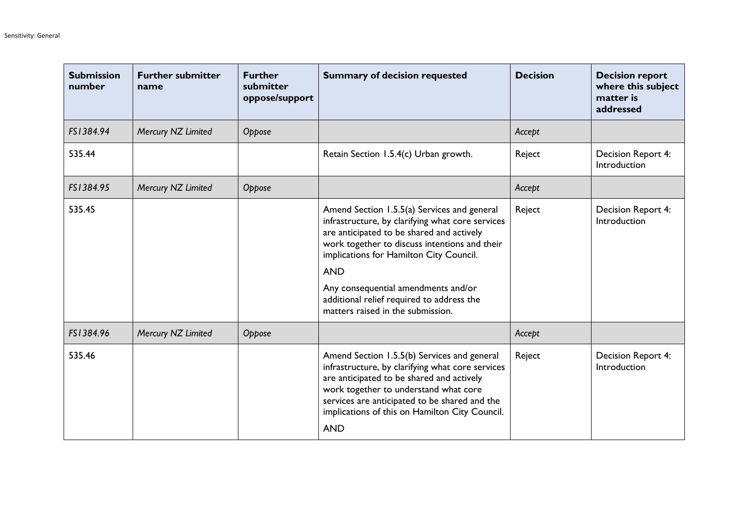| Submission number | Further submitter name | Further submitter oppose/support | Summary of decision requested | Decision | Decision report where this subject matter is addressed |
|---|---|---|---|---|---|
| *FS1384.94* | *Mercury NZ Limited* | *Oppose* | | *Accept* | |
| 535.44 | | | Retain Section 1.5.4(c) Urban growth. | Reject | Decision Report 4: Introduction |
| *FS1384.95* | *Mercury NZ Limited* | *Oppose* | | *Accept* | |
| 535.45 | | | Amend Section 1.5.5(a) Services and general infrastructure, by clarifying what core services are anticipated to be shared and actively work together to discuss intentions and their implications for Hamilton City Council.<br><br>AND<br><br>Any consequential amendments and/or additional relief required to address the matters raised in the submission. | Reject | Decision Report 4: Introduction |
| *FS1384.96* | *Mercury NZ Limited* | *Oppose* | | *Accept* | |
| 535.46 | | | Amend Section 1.5.5(b) Services and general infrastructure, by clarifying what core services are anticipated to be shared and actively work together to understand what core services are anticipated to be shared and the implications of this on Hamilton City Council.<br><br>AND | Reject | Decision Report 4: Introduction |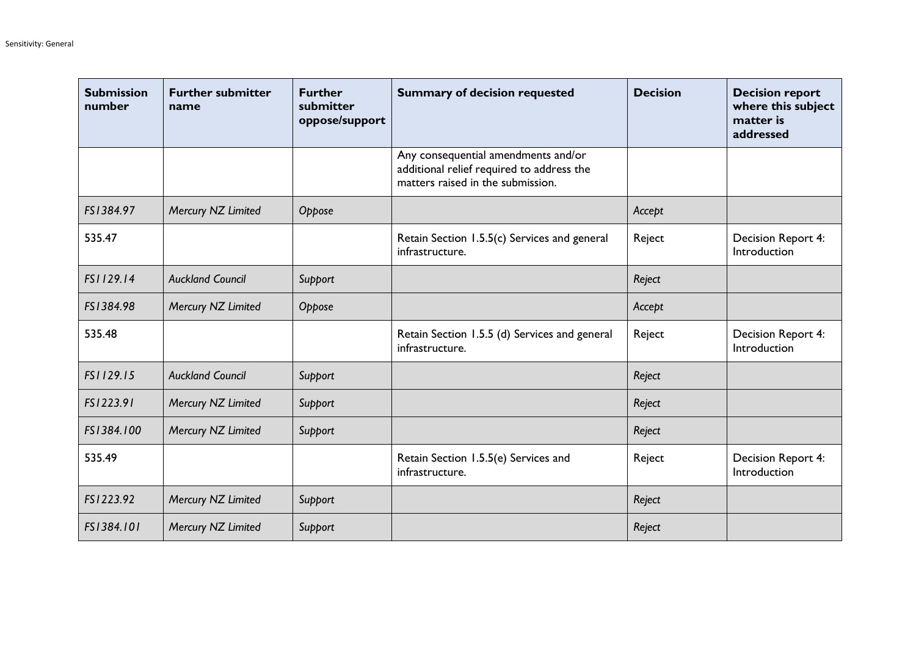| Submission number | Further submitter name | Further submitter oppose/support | Summary of decision requested | Decision | Decision report where this subject matter is addressed |
| --- | --- | --- | --- | --- | --- |
| | | | Any consequential amendments and/or additional relief required to address the matters raised in the submission. | | |
| *FS1384.97* | *Mercury NZ Limited* | *Oppose* | | *Accept* | |
| 535.47 | | | Retain Section 1.5.5(c) Services and general infrastructure. | Reject | Decision Report 4: Introduction |
| *FS1129.14* | *Auckland Council* | *Support* | | *Reject* | |
| *FS1384.98* | *Mercury NZ Limited* | *Oppose* | | *Accept* | |
| 535.48 | | | Retain Section 1.5.5 (d) Services and general infrastructure. | Reject | Decision Report 4: Introduction |
| *FS1129.15* | *Auckland Council* | *Support* | | *Reject* | |
| *FS1223.91* | *Mercury NZ Limited* | *Support* | | *Reject* | |
| *FS1384.100* | *Mercury NZ Limited* | *Support* | | *Reject* | |
| 535.49 | | | Retain Section 1.5.5(e) Services and infrastructure. | Reject | Decision Report 4: Introduction |
| *FS1223.92* | *Mercury NZ Limited* | *Support* | | *Reject* | |
| *FS1384.101* | *Mercury NZ Limited* | *Support* | | *Reject* | |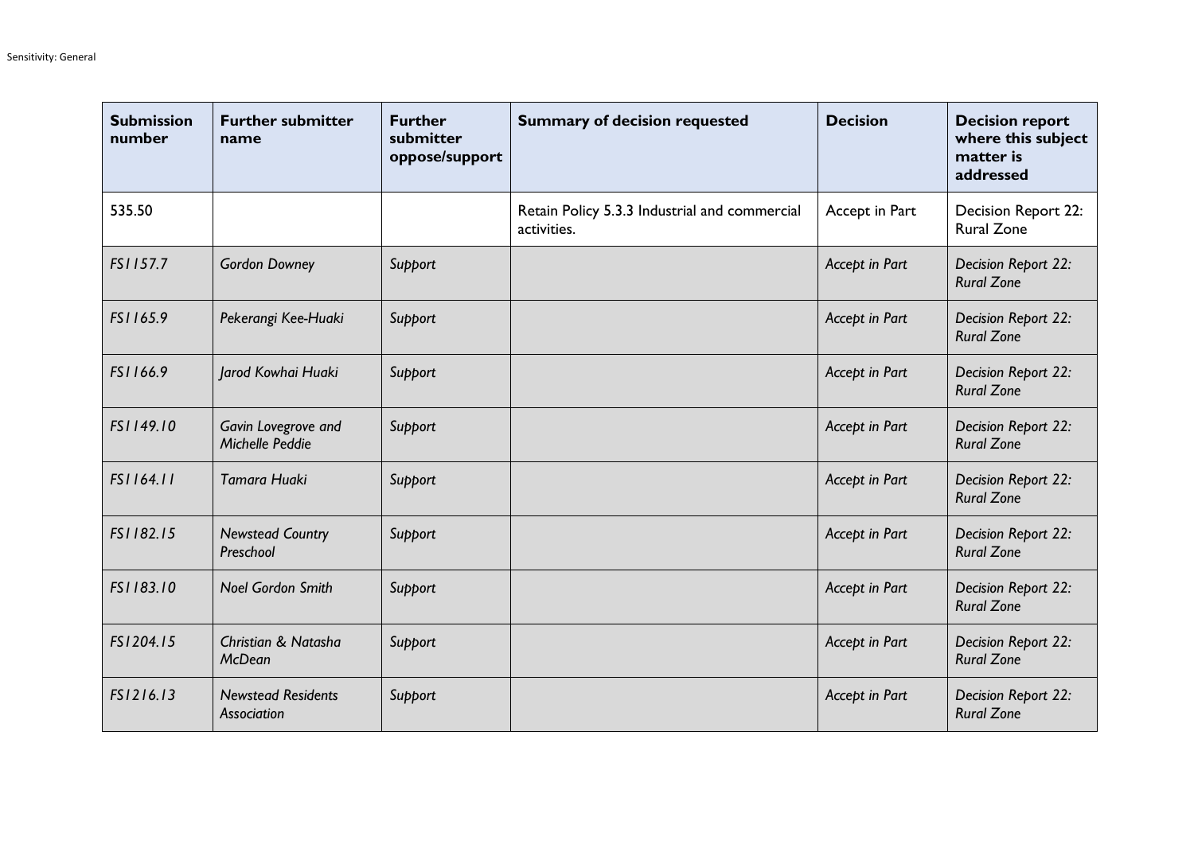| Submission number | Further submitter name | Further submitter oppose/support | Summary of decision requested | Decision | Decision report where this subject matter is addressed |
|---|---|---|---|---|---|
| 535.50 | | | Retain Policy 5.3.3 Industrial and commercial activities. | Accept in Part | Decision Report 22: Rural Zone |
| *FS1157.7* | *Gordon Downey* | *Support* | | *Accept in Part* | *Decision Report 22: Rural Zone* |
| *FS1165.9* | *Pekerangi Kee-Huaki* | *Support* | | *Accept in Part* | *Decision Report 22: Rural Zone* |
| *FS1166.9* | *Jarod Kowhai Huaki* | *Support* | | *Accept in Part* | *Decision Report 22: Rural Zone* |
| *FS1149.10* | *Gavin Lovegrove and Michelle Peddie* | *Support* | | *Accept in Part* | *Decision Report 22: Rural Zone* |
| *FS1164.11* | *Tamara Huaki* | *Support* | | *Accept in Part* | *Decision Report 22: Rural Zone* |
| *FS1182.15* | *Newstead Country Preschool* | *Support* | | *Accept in Part* | *Decision Report 22: Rural Zone* |
| *FS1183.10* | *Noel Gordon Smith* | *Support* | | *Accept in Part* | *Decision Report 22: Rural Zone* |
| *FS1204.15* | *Christian & Natasha McDean* | *Support* | | *Accept in Part* | *Decision Report 22: Rural Zone* |
| *FS1216.13* | *Newstead Residents Association* | *Support* | | *Accept in Part* | *Decision Report 22: Rural Zone* |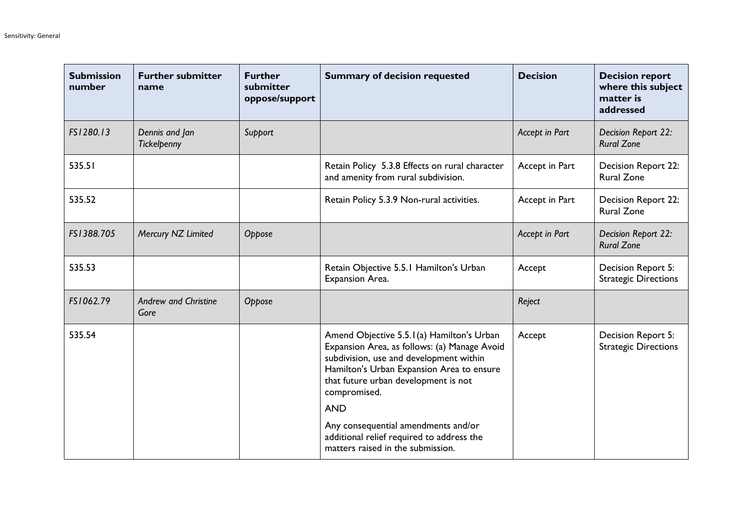| Submission number | Further submitter name | Further submitter oppose/support | Summary of decision requested | Decision | Decision report where this subject matter is addressed |
|---|---|---|---|---|---|
| *FS1280.13* | *Dennis and Jan Tickelpenny* | *Support* | | *Accept in Part* | *Decision Report 22: Rural Zone* |
| 535.51 | | | Retain Policy 5.3.8 Effects on rural character and amenity from rural subdivision. | Accept in Part | Decision Report 22: Rural Zone |
| 535.52 | | | Retain Policy 5.3.9 Non-rural activities. | Accept in Part | Decision Report 22: Rural Zone |
| *FS1388.705* | *Mercury NZ Limited* | *Oppose* | | *Accept in Part* | *Decision Report 22: Rural Zone* |
| 535.53 | | | Retain Objective 5.5.1 Hamilton's Urban Expansion Area. | Accept | Decision Report 5: Strategic Directions |
| *FS1062.79* | *Andrew and Christine Gore* | *Oppose* | | *Reject* | |
| 535.54 | | | Amend Objective 5.5.1(a) Hamilton's Urban Expansion Area, as follows: (a) Manage Avoid subdivision, use and development within Hamilton's Urban Expansion Area to ensure that future urban development is not compromised.<br><br>AND<br><br>Any consequential amendments and/or additional relief required to address the matters raised in the submission. | Accept | Decision Report 5: Strategic Directions |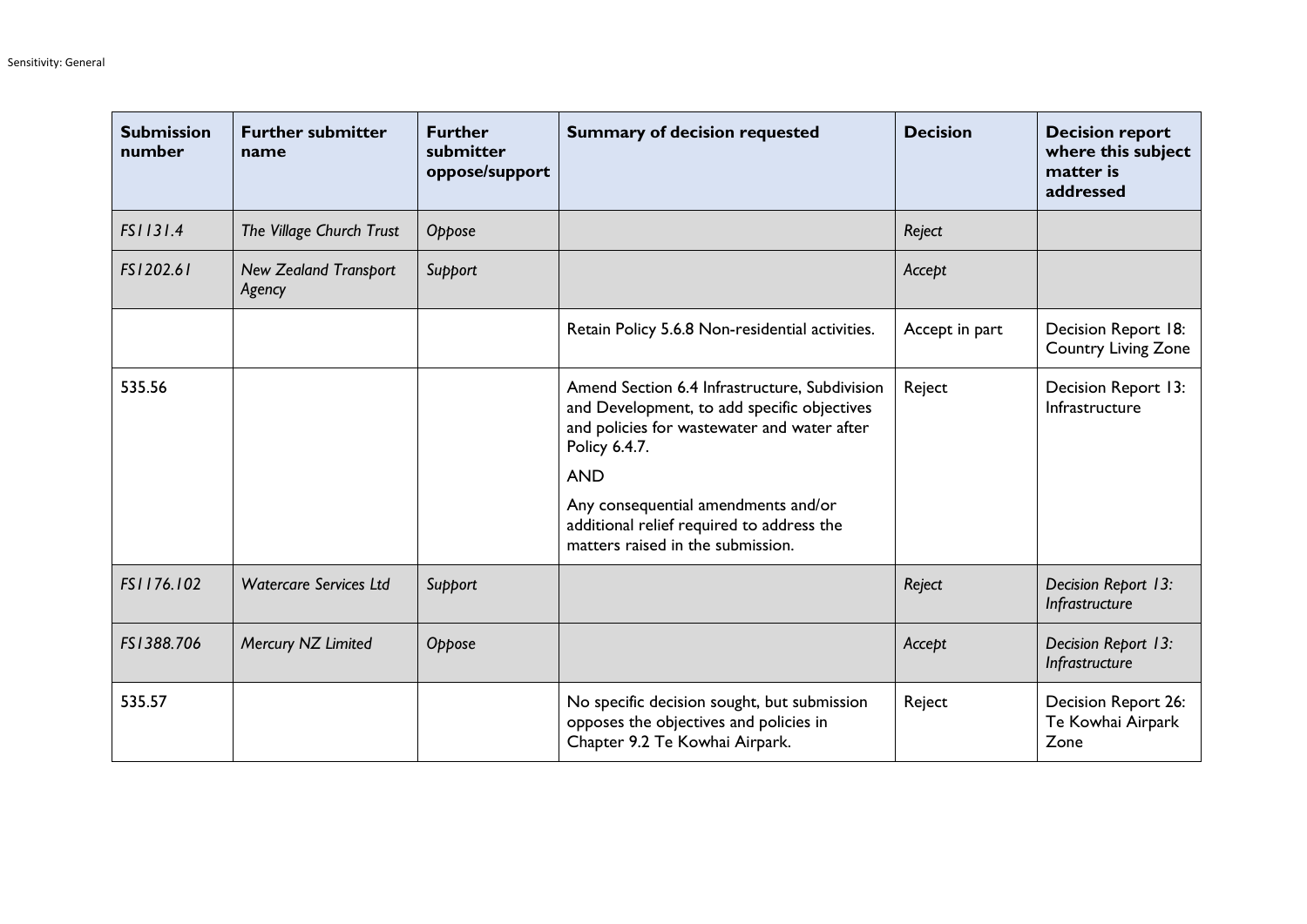| Submission number | Further submitter name | Further submitter oppose/support | Summary of decision requested | Decision | Decision report where this subject matter is addressed |
|---|---|---|---|---|---|
| *FS1131.4* | *The Village Church Trust* | *Oppose* | | *Reject* | |
| *FS1202.61* | *New Zealand Transport Agency* | *Support* | | *Accept* | |
| | | | Retain Policy 5.6.8 Non-residential activities. | Accept in part | Decision Report 18: Country Living Zone |
| 535.56 | | | Amend Section 6.4 Infrastructure, Subdivision and Development, to add specific objectives and policies for wastewater and water after Policy 6.4.7.<br><br>AND<br><br>Any consequential amendments and/or additional relief required to address the matters raised in the submission. | Reject | Decision Report 13: Infrastructure |
| *FS1176.102* | *Watercare Services Ltd* | *Support* | | *Reject* | *Decision Report 13: Infrastructure* |
| *FS1388.706* | *Mercury NZ Limited* | *Oppose* | | *Accept* | *Decision Report 13: Infrastructure* |
| 535.57 | | | No specific decision sought, but submission opposes the objectives and policies in Chapter 9.2 Te Kowhai Airpark. | Reject | Decision Report 26: Te Kowhai Airpark Zone |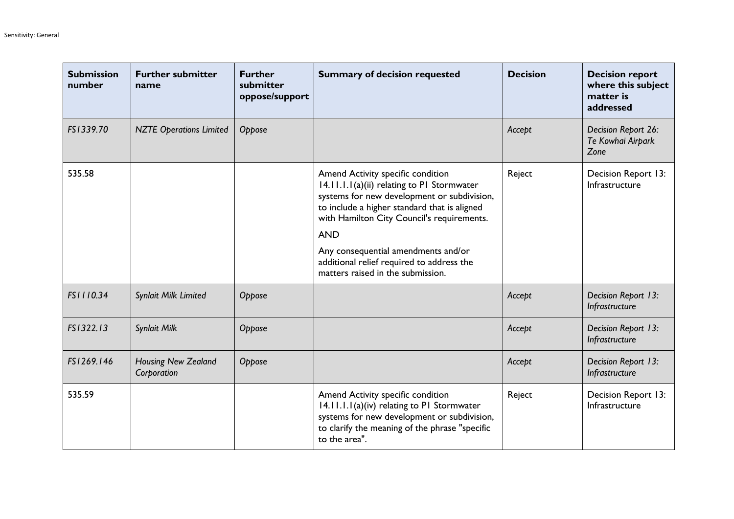| Submission number | Further submitter name | Further submitter oppose/support | Summary of decision requested | Decision | Decision report where this subject matter is addressed |
|---|---|---|---|---|---|
| *FS1339.70* | *NZTE Operations Limited* | *Oppose* | | *Accept* | *Decision Report 26: Te Kowhai Airpark Zone* |
| 535.58 | | | Amend Activity specific condition 14.11.1.1(a)(ii) relating to P1 Stormwater systems for new development or subdivision, to include a higher standard that is aligned with Hamilton City Council's requirements.<br><br>AND<br><br>Any consequential amendments and/or additional relief required to address the matters raised in the submission. | Reject | Decision Report 13: Infrastructure |
| *FS1110.34* | *Synlait Milk Limited* | *Oppose* | | *Accept* | *Decision Report 13: Infrastructure* |
| *FS1322.13* | *Synlait Milk* | *Oppose* | | *Accept* | *Decision Report 13: Infrastructure* |
| *FS1269.146* | *Housing New Zealand Corporation* | *Oppose* | | *Accept* | *Decision Report 13: Infrastructure* |
| 535.59 | | | Amend Activity specific condition 14.11.1.1(a)(iv) relating to P1 Stormwater systems for new development or subdivision, to clarify the meaning of the phrase "specific to the area". | Reject | Decision Report 13: Infrastructure |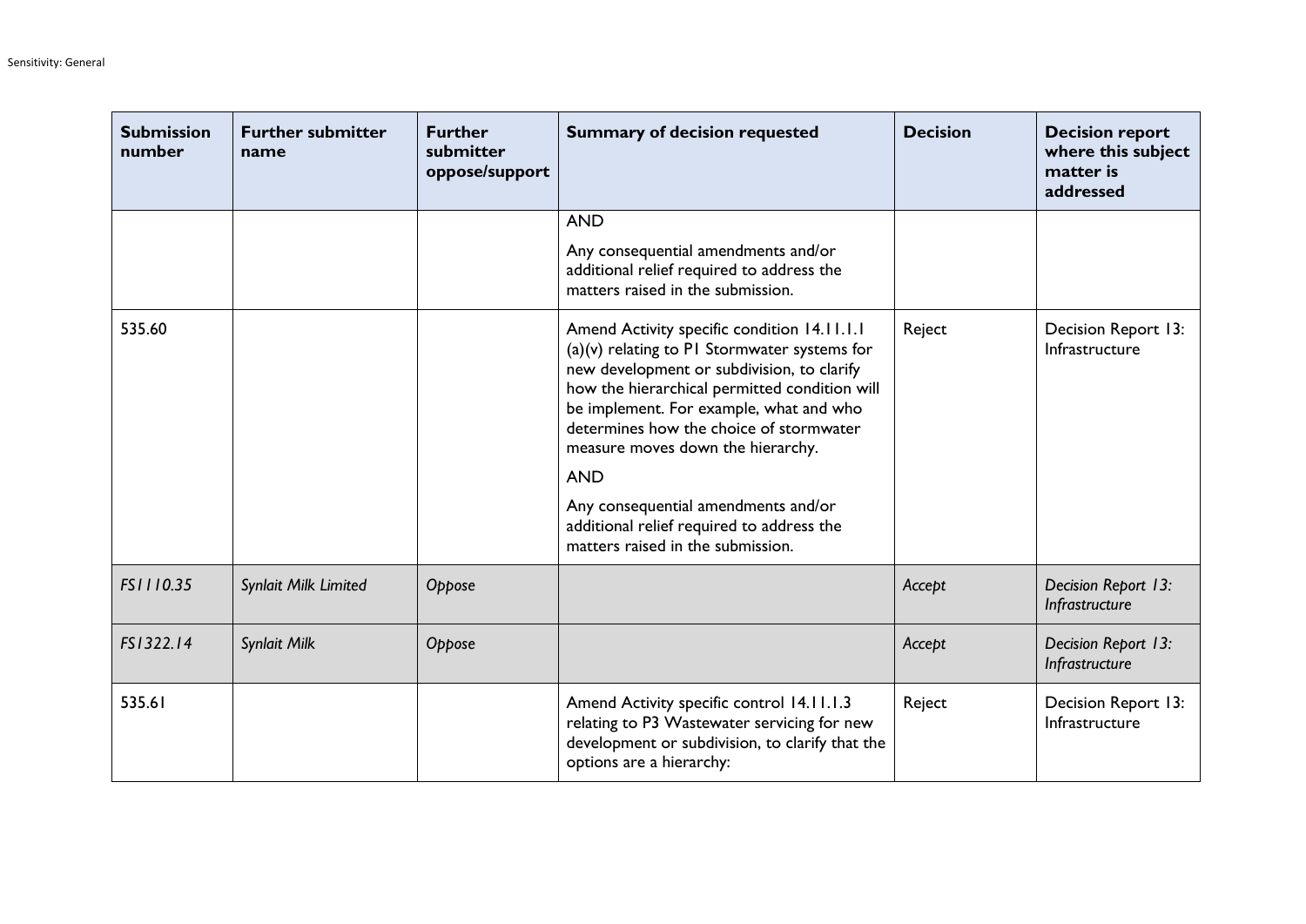| Submission number | Further submitter name | Further submitter oppose/support | Summary of decision requested | Decision | Decision report where this subject matter is addressed |
|---|---|---|---|---|---|
| | | | AND<br><br>Any consequential amendments and/or additional relief required to address the matters raised in the submission. | | |
| 535.60 | | | Amend Activity specific condition 14.11.1.1 (a)(v) relating to P1 Stormwater systems for new development or subdivision, to clarify how the hierarchical permitted condition will be implement. For example, what and who determines how the choice of stormwater measure moves down the hierarchy.<br><br>AND<br><br>Any consequential amendments and/or additional relief required to address the matters raised in the submission. | Reject | Decision Report 13: Infrastructure |
| *FS1110.35* | *Synlait Milk Limited* | *Oppose* | | *Accept* | *Decision Report 13: Infrastructure* |
| *FS1322.14* | *Synlait Milk* | *Oppose* | | *Accept* | *Decision Report 13: Infrastructure* |
| 535.61 | | | Amend Activity specific control 14.11.1.3 relating to P3 Wastewater servicing for new development or subdivision, to clarify that the options are a hierarchy: | Reject | Decision Report 13: Infrastructure |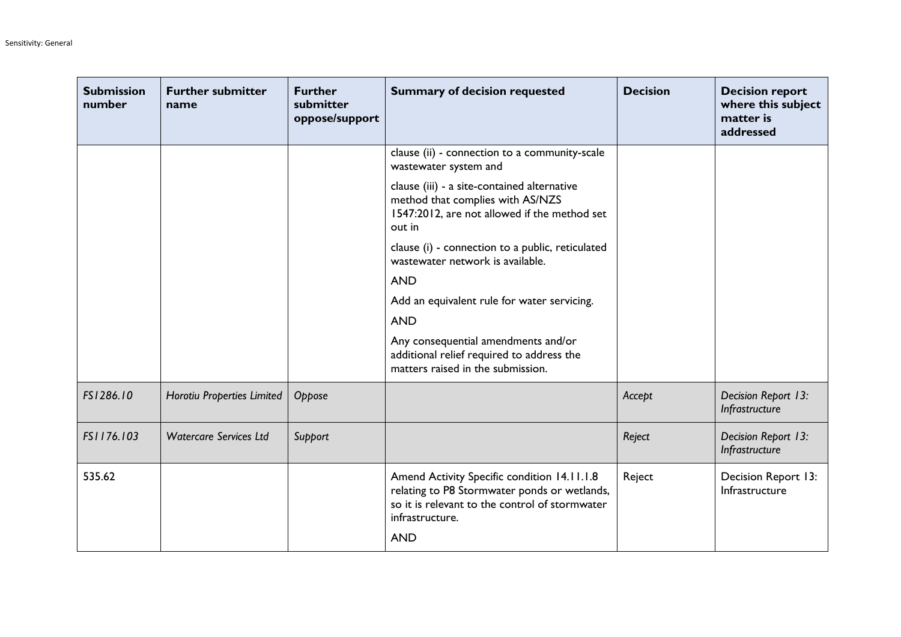| Submission number | Further submitter name | Further submitter oppose/support | Summary of decision requested | Decision | Decision report where this subject matter is addressed |
|---|---|---|---|---|---|
| | | | clause (ii) - connection to a community-scale wastewater system and<br><br>clause (iii) - a site-contained alternative method that complies with AS/NZS 1547:2012, are not allowed if the method set out in<br><br>clause (i) - connection to a public, reticulated wastewater network is available.<br><br>AND<br><br>Add an equivalent rule for water servicing.<br><br>AND<br><br>Any consequential amendments and/or additional relief required to address the matters raised in the submission. | | |
| *FS1286.10* | *Horotiu Properties Limited* | *Oppose* | | *Accept* | *Decision Report 13: Infrastructure* |
| *FS1176.103* | *Watercare Services Ltd* | *Support* | | *Reject* | *Decision Report 13: Infrastructure* |
| 535.62 | | | Amend Activity Specific condition 14.11.1.8 relating to P8 Stormwater ponds or wetlands, so it is relevant to the control of stormwater infrastructure.<br><br>AND | Reject | Decision Report 13: Infrastructure |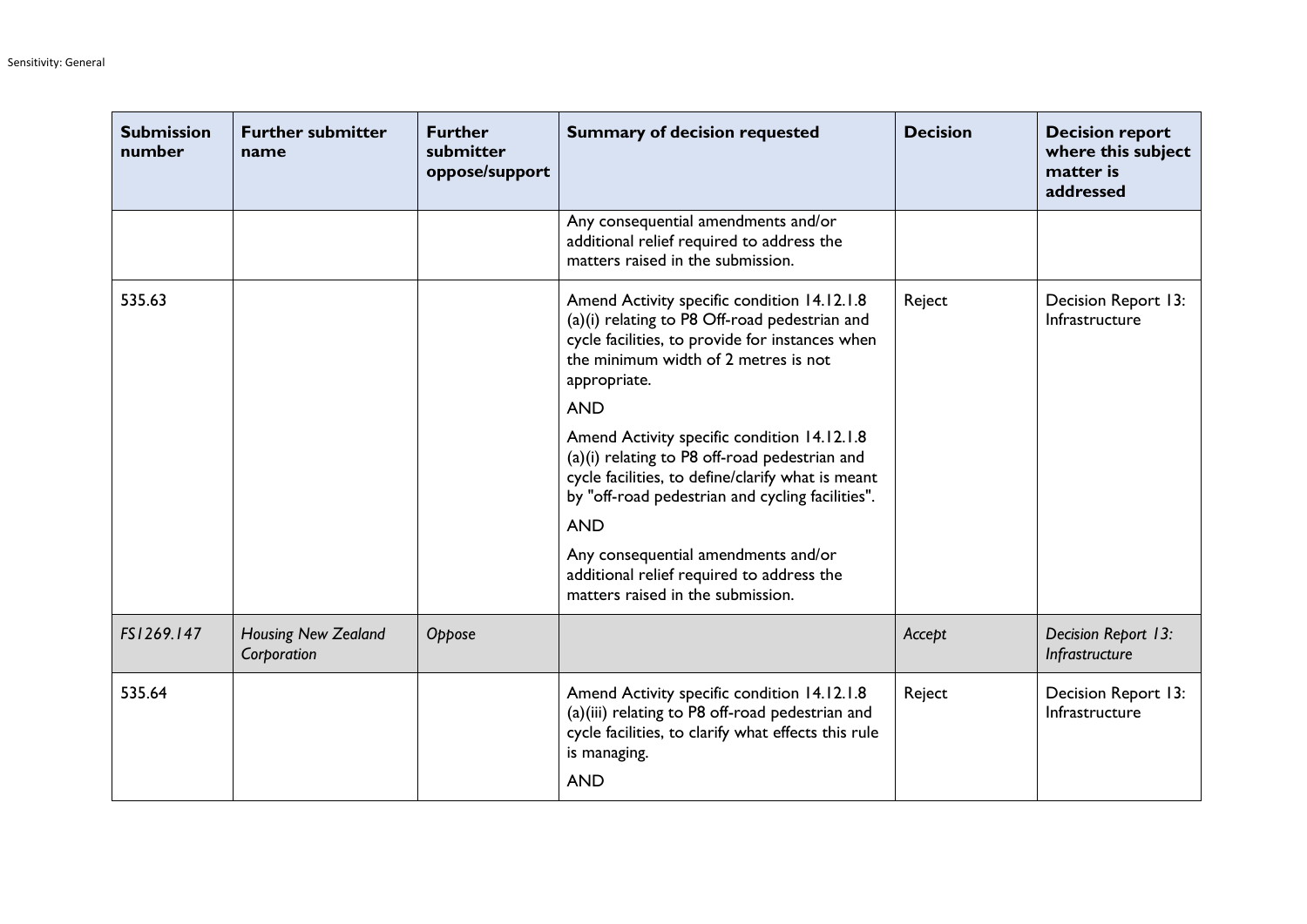| Submission number | Further submitter name | Further submitter oppose/support | Summary of decision requested | Decision | Decision report where this subject matter is addressed |
|---|---|---|---|---|---|
| | | | Any consequential amendments and/or additional relief required to address the matters raised in the submission. | | |
| 535.63 | | | Amend Activity specific condition 14.12.1.8 (a)(i) relating to P8 Off-road pedestrian and cycle facilities, to provide for instances when the minimum width of 2 metres is not appropriate.<br><br>AND<br><br>Amend Activity specific condition 14.12.1.8 (a)(i) relating to P8 off-road pedestrian and cycle facilities, to define/clarify what is meant by "off-road pedestrian and cycling facilities".<br><br>AND<br><br>Any consequential amendments and/or additional relief required to address the matters raised in the submission. | Reject | Decision Report 13: Infrastructure |
| *FS1269.147* | *Housing New Zealand Corporation* | *Oppose* | | *Accept* | *Decision Report 13: Infrastructure* |
| 535.64 | | | Amend Activity specific condition 14.12.1.8 (a)(iii) relating to P8 off-road pedestrian and cycle facilities, to clarify what effects this rule is managing.<br><br>AND | Reject | Decision Report 13: Infrastructure |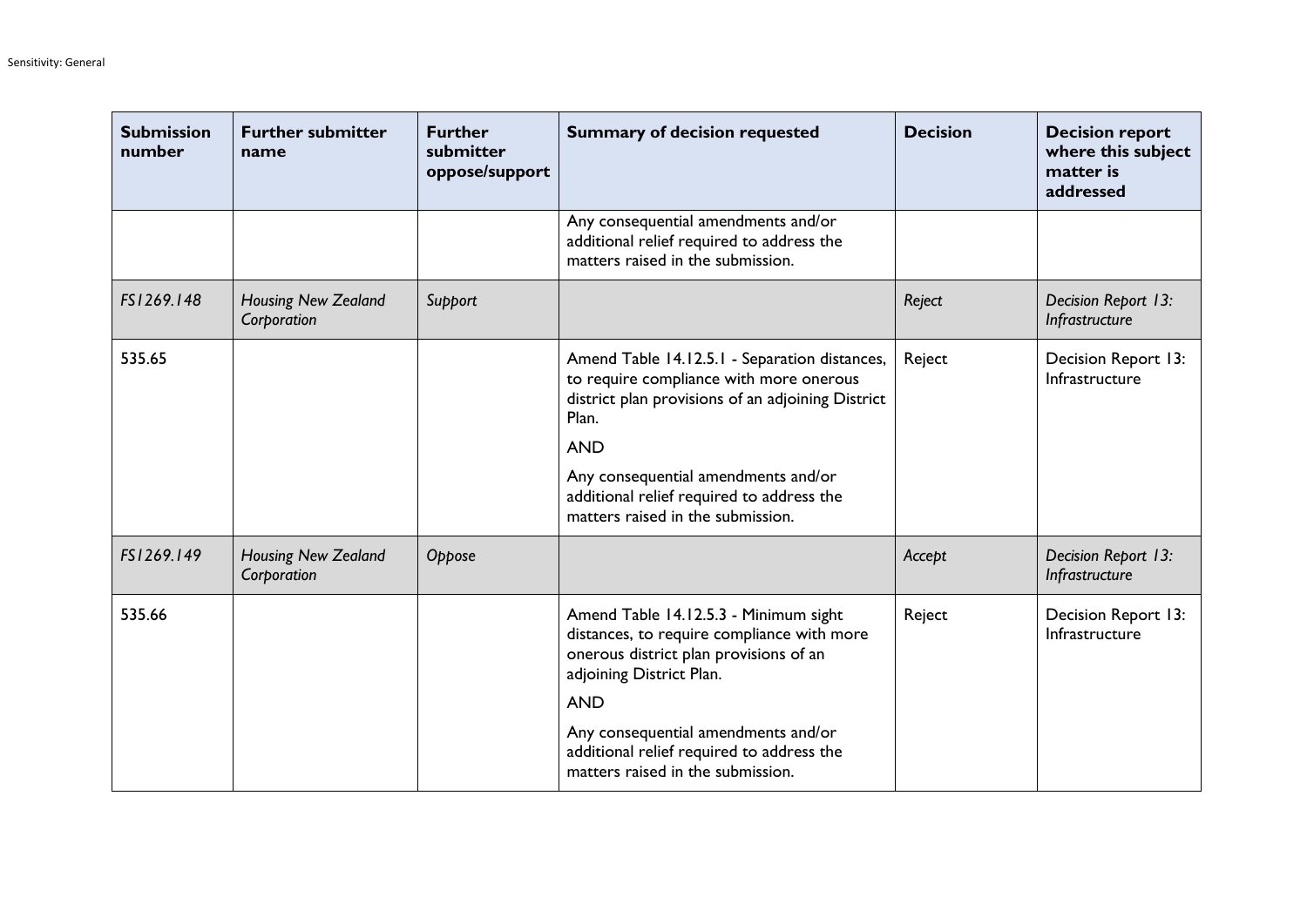| Submission number | Further submitter name | Further submitter oppose/support | Summary of decision requested | Decision | Decision report where this subject matter is addressed |
|---|---|---|---|---|---|
| | | | Any consequential amendments and/or additional relief required to address the matters raised in the submission. | | |
| *FS1269.148* | *Housing New Zealand Corporation* | *Support* | | *Reject* | *Decision Report 13: Infrastructure* |
| 535.65 | | | Amend Table 14.12.5.1 - Separation distances, to require compliance with more onerous district plan provisions of an adjoining District Plan. <br><br> AND <br><br> Any consequential amendments and/or additional relief required to address the matters raised in the submission. | Reject | Decision Report 13: Infrastructure |
| *FS1269.149* | *Housing New Zealand Corporation* | *Oppose* | | *Accept* | *Decision Report 13: Infrastructure* |
| 535.66 | | | Amend Table 14.12.5.3 - Minimum sight distances, to require compliance with more onerous district plan provisions of an adjoining District Plan. <br><br> AND <br><br> Any consequential amendments and/or additional relief required to address the matters raised in the submission. | Reject | Decision Report 13: Infrastructure |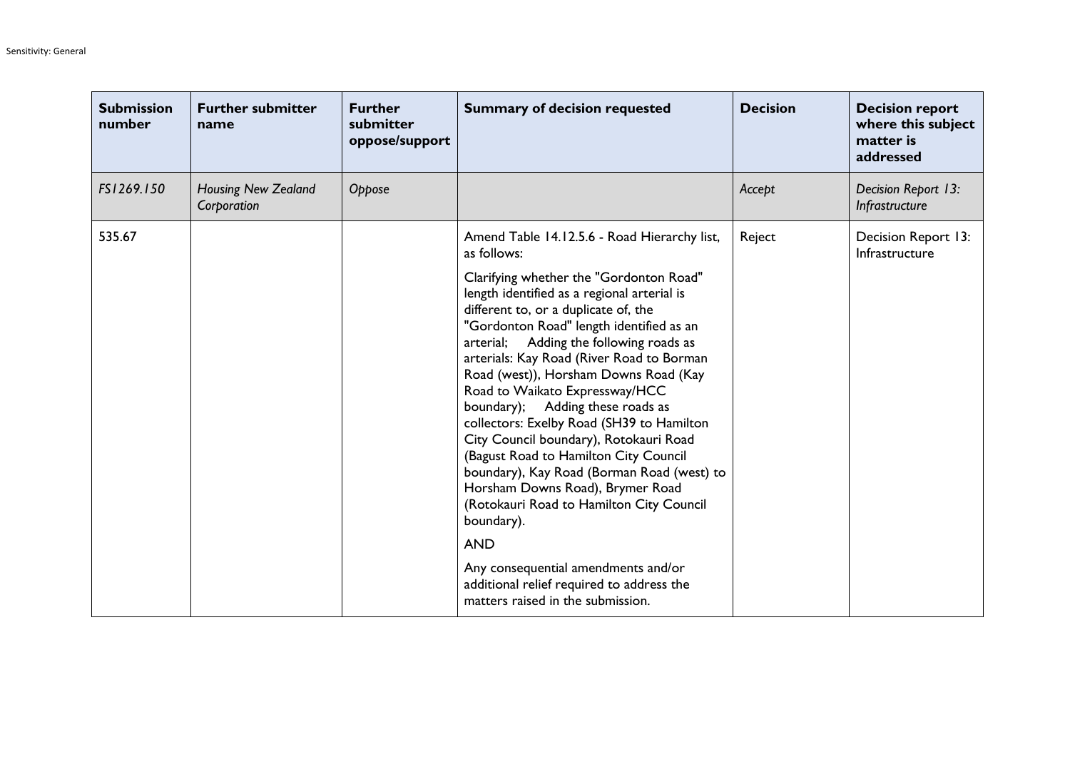| Submission number | Further submitter name | Further submitter oppose/support | Summary of decision requested | Decision | Decision report where this subject matter is addressed |
|---|---|---|---|---|---|
| *FS1269.150* | *Housing New Zealand Corporation* | *Oppose* | | *Accept* | *Decision Report 13: Infrastructure* |
| 535.67 | | | Amend Table 14.12.5.6 - Road Hierarchy list, as follows:<br><br>Clarifying whether the "Gordonton Road" length identified as a regional arterial is different to, or a duplicate of, the "Gordonton Road" length identified as an arterial;  Adding the following roads as arterials: Kay Road (River Road to Borman Road (west)), Horsham Downs Road (Kay Road to Waikato Expressway/HCC boundary);  Adding these roads as collectors: Exelby Road (SH39 to Hamilton City Council boundary), Rotokauri Road (Bagust Road to Hamilton City Council boundary), Kay Road (Borman Road (west) to Horsham Downs Road), Brymer Road (Rotokauri Road to Hamilton City Council boundary).<br><br>AND<br><br>Any consequential amendments and/or additional relief required to address the matters raised in the submission. | Reject | Decision Report 13: Infrastructure |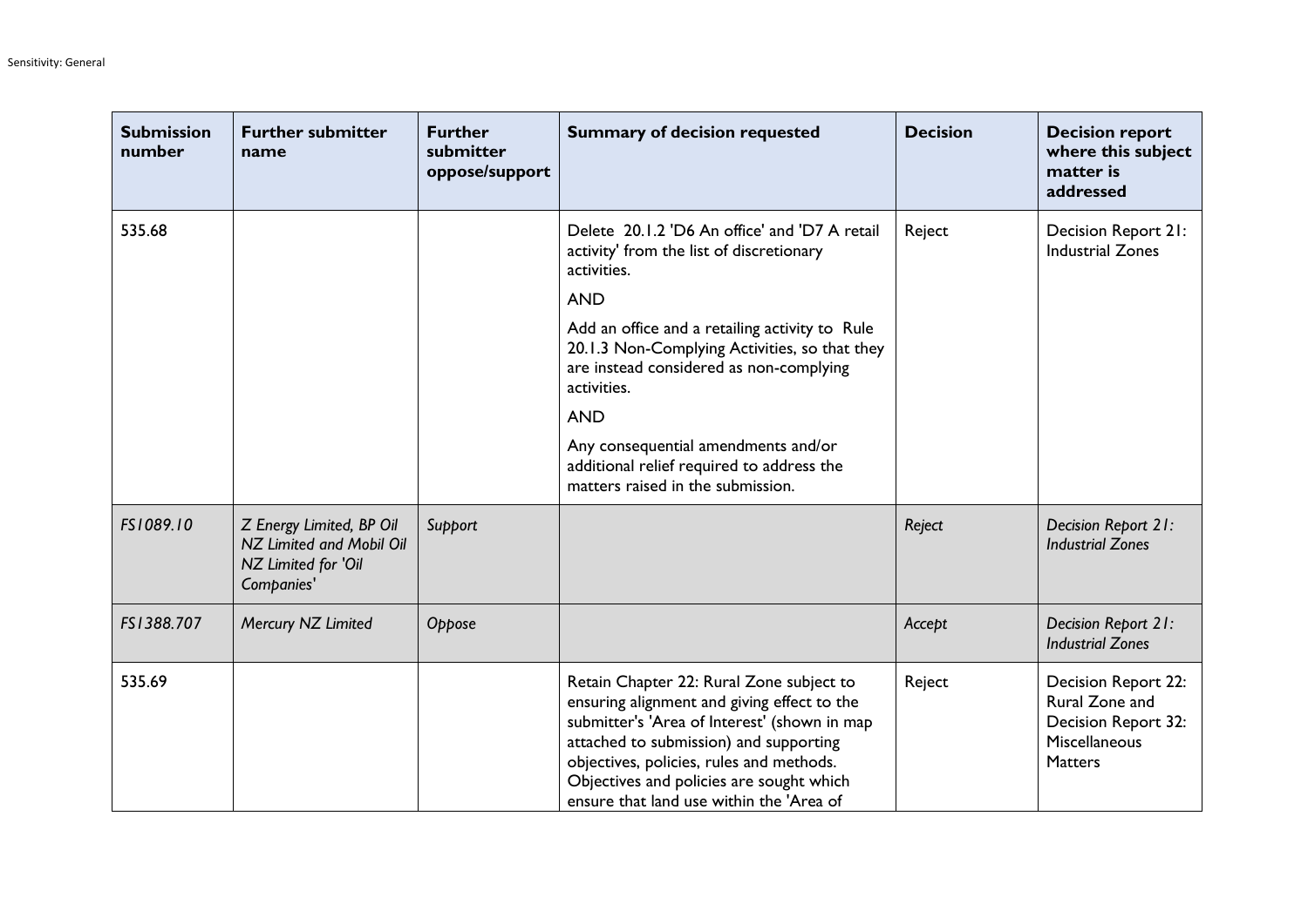| Submission number | Further submitter name | Further submitter oppose/support | Summary of decision requested | Decision | Decision report where this subject matter is addressed |
|---|---|---|---|---|---|
| 535.68 | | | Delete 20.1.2 'D6 An office' and 'D7 A retail activity' from the list of discretionary activities.<br><br>AND<br><br>Add an office and a retailing activity to Rule 20.1.3 Non-Complying Activities, so that they are instead considered as non-complying activities.<br><br>AND<br><br>Any consequential amendments and/or additional relief required to address the matters raised in the submission. | Reject | Decision Report 21: Industrial Zones |
| *FS1089.10* | *Z Energy Limited, BP Oil NZ Limited and Mobil Oil NZ Limited for 'Oil Companies'* | *Support* | | *Reject* | *Decision Report 21: Industrial Zones* |
| *FS1388.707* | *Mercury NZ Limited* | *Oppose* | | *Accept* | *Decision Report 21: Industrial Zones* |
| 535.69 | | | Retain Chapter 22: Rural Zone subject to ensuring alignment and giving effect to the submitter's 'Area of Interest' (shown in map attached to submission) and supporting objectives, policies, rules and methods. Objectives and policies are sought which ensure that land use within the 'Area of | Reject | Decision Report 22: Rural Zone and Decision Report 32: Miscellaneous Matters |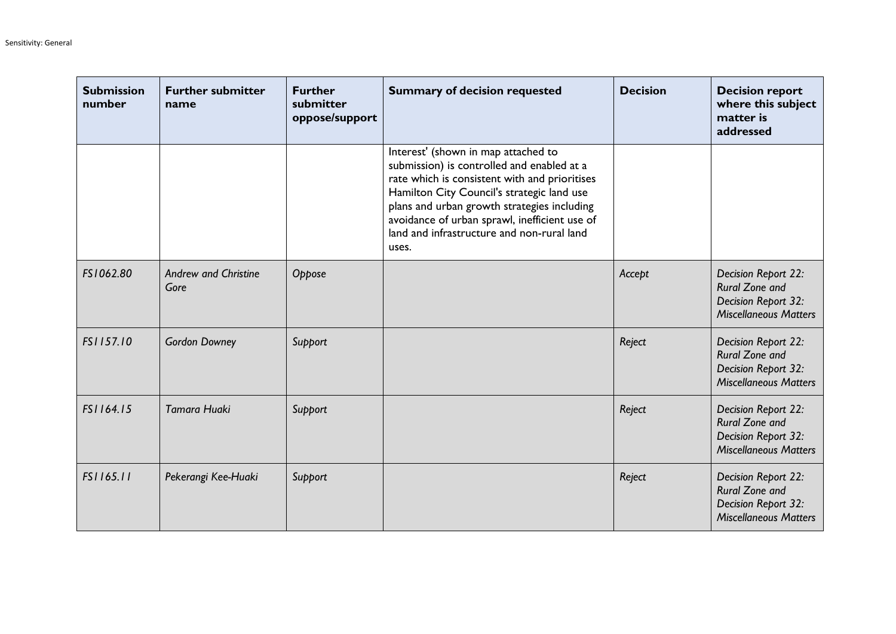| Submission number | Further submitter name | Further submitter oppose/support | Summary of decision requested | Decision | Decision report where this subject matter is addressed |
|---|---|---|---|---|---|
| | | | Interest' (shown in map attached to submission) is controlled and enabled at a rate which is consistent with and prioritises Hamilton City Council's strategic land use plans and urban growth strategies including avoidance of urban sprawl, inefficient use of land and infrastructure and non-rural land uses. | | |
| *FS1062.80* | *Andrew and Christine Gore* | *Oppose* | | *Accept* | *Decision Report 22: Rural Zone and Decision Report 32: Miscellaneous Matters* |
| *FS1157.10* | *Gordon Downey* | *Support* | | *Reject* | *Decision Report 22: Rural Zone and Decision Report 32: Miscellaneous Matters* |
| *FS1164.15* | *Tamara Huaki* | *Support* | | *Reject* | *Decision Report 22: Rural Zone and Decision Report 32: Miscellaneous Matters* |
| *FS1165.11* | *Pekerangi Kee-Huaki* | *Support* | | *Reject* | *Decision Report 22: Rural Zone and Decision Report 32: Miscellaneous Matters* |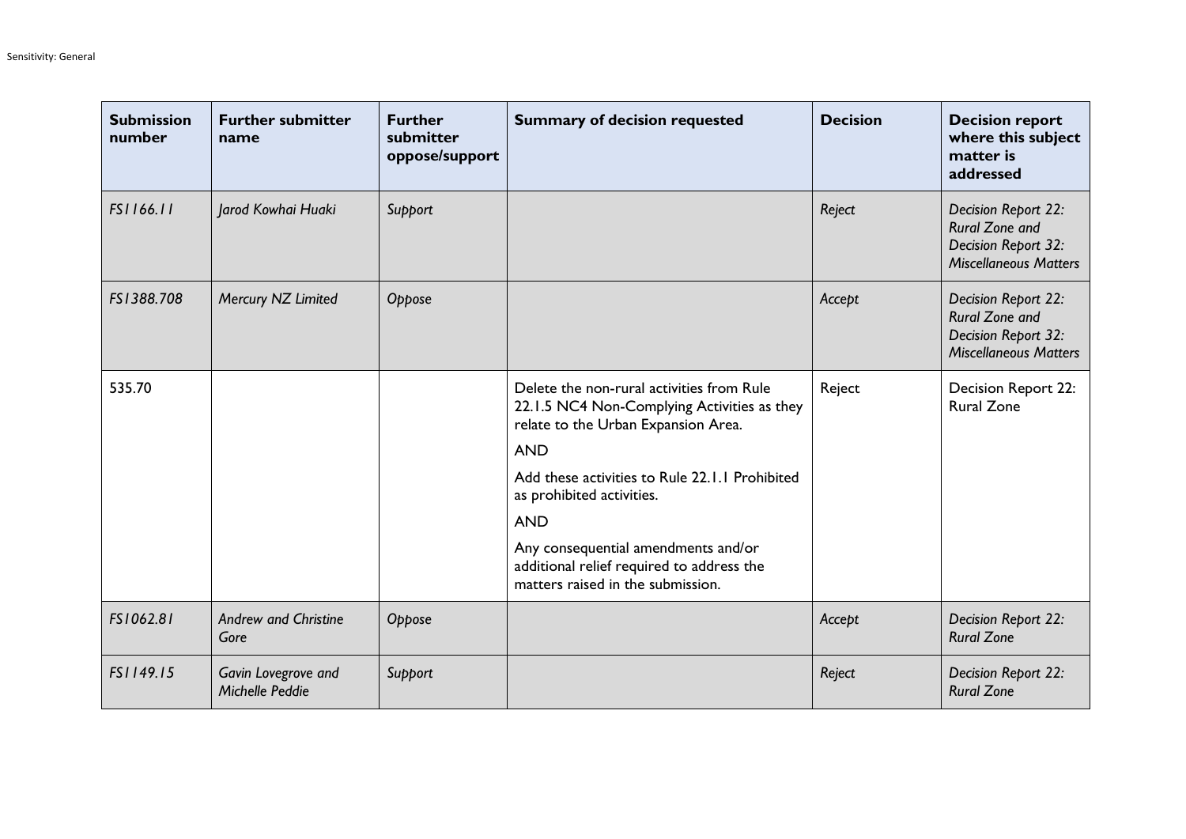| Submission number | Further submitter name | Further submitter oppose/support | Summary of decision requested | Decision | Decision report where this subject matter is addressed |
| --- | --- | --- | --- | --- | --- |
| *FS1166.11* | *Jarod Kowhai Huaki* | *Support* | | *Reject* | *Decision Report 22: Rural Zone and Decision Report 32: Miscellaneous Matters* |
| *FS1388.708* | *Mercury NZ Limited* | *Oppose* | | *Accept* | *Decision Report 22: Rural Zone and Decision Report 32: Miscellaneous Matters* |
| 535.70 | | | Delete the non-rural activities from Rule 22.1.5 NC4 Non-Complying Activities as they relate to the Urban Expansion Area.<br><br>AND<br><br>Add these activities to Rule 22.1.1 Prohibited as prohibited activities.<br><br>AND<br><br>Any consequential amendments and/or additional relief required to address the matters raised in the submission. | Reject | Decision Report 22: Rural Zone |
| *FS1062.81* | *Andrew and Christine Gore* | *Oppose* | | *Accept* | *Decision Report 22: Rural Zone* |
| *FS1149.15* | *Gavin Lovegrove and Michelle Peddie* | *Support* | | *Reject* | *Decision Report 22: Rural Zone* |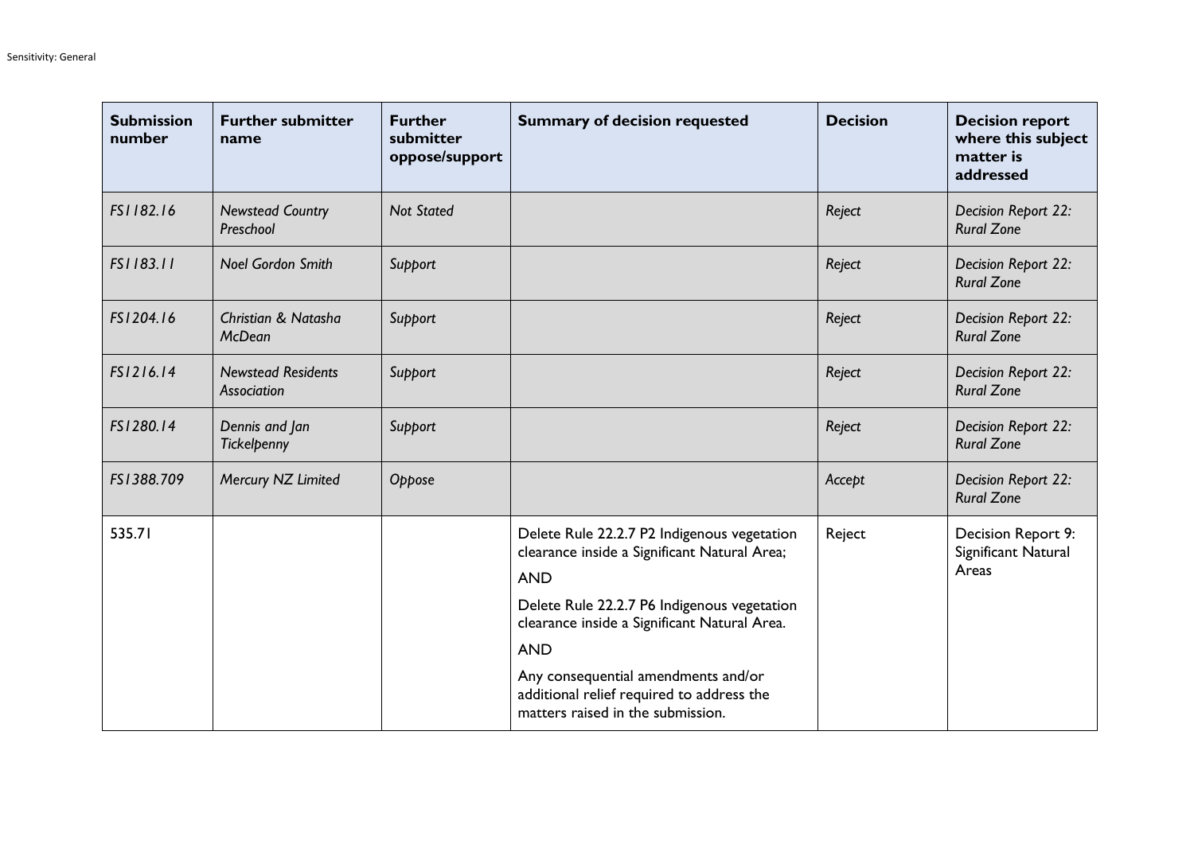| Submission number | Further submitter name | Further submitter oppose/support | Summary of decision requested | Decision | Decision report where this subject matter is addressed |
|---|---|---|---|---|---|
| *FS1182.16* | *Newstead Country Preschool* | *Not Stated* | | *Reject* | *Decision Report 22: Rural Zone* |
| *FS1183.11* | *Noel Gordon Smith* | *Support* | | *Reject* | *Decision Report 22: Rural Zone* |
| *FS1204.16* | *Christian & Natasha McDean* | *Support* | | *Reject* | *Decision Report 22: Rural Zone* |
| *FS1216.14* | *Newstead Residents Association* | *Support* | | *Reject* | *Decision Report 22: Rural Zone* |
| *FS1280.14* | *Dennis and Jan Tickelpenny* | *Support* | | *Reject* | *Decision Report 22: Rural Zone* |
| *FS1388.709* | *Mercury NZ Limited* | *Oppose* | | *Accept* | *Decision Report 22: Rural Zone* |
| 535.71 | | | Delete Rule 22.2.7 P2 Indigenous vegetation clearance inside a Significant Natural Area;<br><br>AND<br><br>Delete Rule 22.2.7 P6 Indigenous vegetation clearance inside a Significant Natural Area.<br><br>AND<br><br>Any consequential amendments and/or additional relief required to address the matters raised in the submission. | Reject | Decision Report 9: Significant Natural Areas |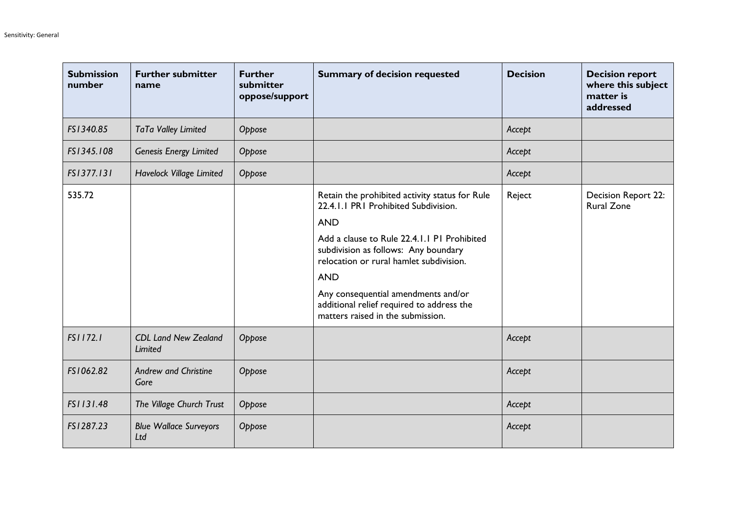| Submission number | Further submitter name | Further submitter oppose/support | Summary of decision requested | Decision | Decision report where this subject matter is addressed |
|---|---|---|---|---|---|
| *FS1340.85* | *TaTa Valley Limited* | *Oppose* | | *Accept* | |
| *FS1345.108* | *Genesis Energy Limited* | *Oppose* | | *Accept* | |
| *FS1377.131* | *Havelock Village Limited* | *Oppose* | | *Accept* | |
| 535.72 | | | Retain the prohibited activity status for Rule 22.4.1.1 PR1 Prohibited Subdivision. AND Add a clause to Rule 22.4.1.1 P1 Prohibited subdivision as follows: Any boundary relocation or rural hamlet subdivision. AND Any consequential amendments and/or additional relief required to address the matters raised in the submission. | Reject | Decision Report 22: Rural Zone |
| *FS1172.1* | *CDL Land New Zealand Limited* | *Oppose* | | *Accept* | |
| *FS1062.82* | *Andrew and Christine Gore* | *Oppose* | | *Accept* | |
| *FS1131.48* | *The Village Church Trust* | *Oppose* | | *Accept* | |
| *FS1287.23* | *Blue Wallace Surveyors Ltd* | *Oppose* | | *Accept* | |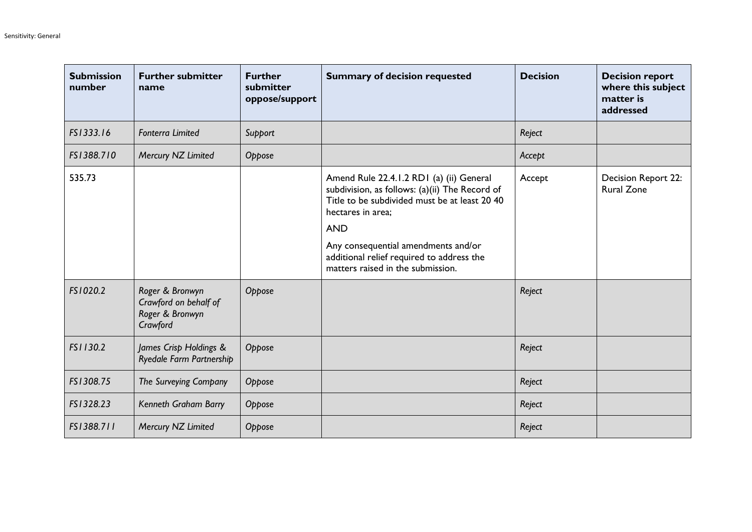| Submission number | Further submitter name | Further submitter oppose/support | Summary of decision requested | Decision | Decision report where this subject matter is addressed |
|---|---|---|---|---|---|
| *FS1333.16* | *Fonterra Limited* | *Support* | | *Reject* | |
| *FS1388.710* | *Mercury NZ Limited* | *Oppose* | | *Accept* | |
| 535.73 | | | Amend Rule 22.4.1.2 RD1 (a) (ii) General subdivision, as follows: (a)(ii) The Record of Title to be subdivided must be at least 20 40 hectares in area;<br><br>AND<br><br>Any consequential amendments and/or additional relief required to address the matters raised in the submission. | Accept | Decision Report 22: Rural Zone |
| *FS1020.2* | *Roger & Bronwyn Crawford on behalf of Roger & Bronwyn Crawford* | *Oppose* | | *Reject* | |
| *FS1130.2* | *James Crisp Holdings & Ryedale Farm Partnership* | *Oppose* | | *Reject* | |
| *FS1308.75* | *The Surveying Company* | *Oppose* | | *Reject* | |
| *FS1328.23* | *Kenneth Graham Barry* | *Oppose* | | *Reject* | |
| *FS1388.711* | *Mercury NZ Limited* | *Oppose* | | *Reject* | |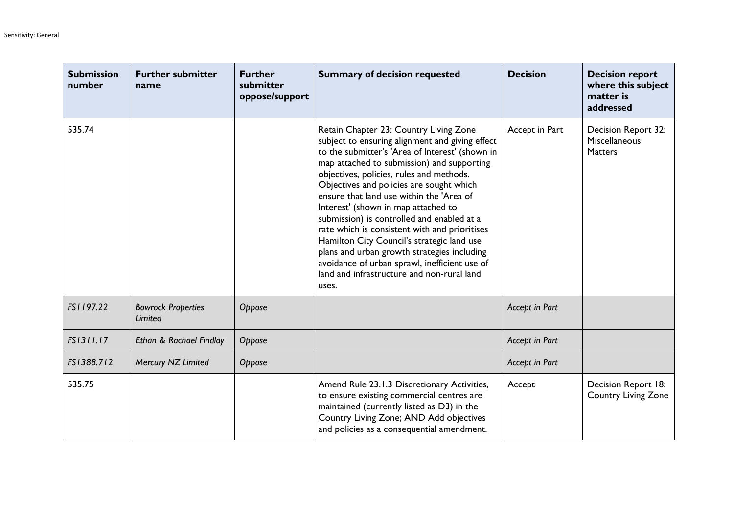| Submission number | Further submitter name | Further submitter oppose/support | Summary of decision requested | Decision | Decision report where this subject matter is addressed |
|---|---|---|---|---|---|
| 535.74 | | | Retain Chapter 23: Country Living Zone subject to ensuring alignment and giving effect to the submitter's 'Area of Interest' (shown in map attached to submission) and supporting objectives, policies, rules and methods. Objectives and policies are sought which ensure that land use within the 'Area of Interest' (shown in map attached to submission) is controlled and enabled at a rate which is consistent with and prioritises Hamilton City Council's strategic land use plans and urban growth strategies including avoidance of urban sprawl, inefficient use of land and infrastructure and non-rural land uses. | Accept in Part | Decision Report 32: Miscellaneous Matters |
| *FS1197.22* | *Bowrock Properties Limited* | *Oppose* | | *Accept in Part* | |
| *FS1311.17* | *Ethan & Rachael Findlay* | *Oppose* | | *Accept in Part* | |
| *FS1388.712* | *Mercury NZ Limited* | *Oppose* | | *Accept in Part* | |
| 535.75 | | | Amend Rule 23.1.3 Discretionary Activities, to ensure existing commercial centres are maintained (currently listed as D3) in the Country Living Zone; AND Add objectives and policies as a consequential amendment. | Accept | Decision Report 18: Country Living Zone |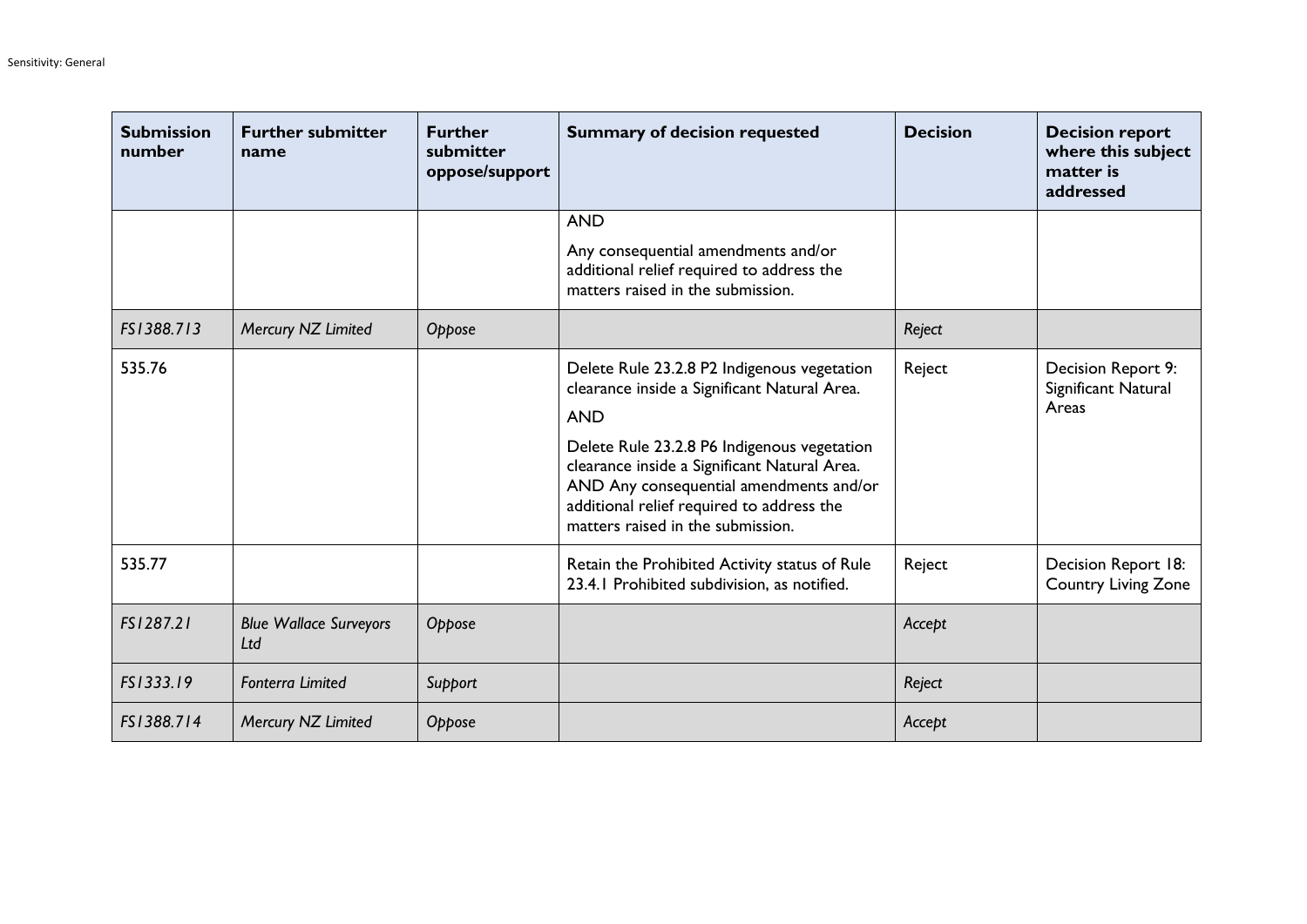| Submission number | Further submitter name | Further submitter oppose/support | Summary of decision requested | Decision | Decision report where this subject matter is addressed |
|---|---|---|---|---|---|
| | | | AND<br><br>Any consequential amendments and/or additional relief required to address the matters raised in the submission. | | |
| *FS1388.713* | *Mercury NZ Limited* | *Oppose* | | *Reject* | |
| 535.76 | | | Delete Rule 23.2.8 P2 Indigenous vegetation clearance inside a Significant Natural Area.<br><br>AND<br><br>Delete Rule 23.2.8 P6 Indigenous vegetation clearance inside a Significant Natural Area. AND Any consequential amendments and/or additional relief required to address the matters raised in the submission. | Reject | Decision Report 9: Significant Natural Areas |
| 535.77 | | | Retain the Prohibited Activity status of Rule 23.4.1 Prohibited subdivision, as notified. | Reject | Decision Report 18: Country Living Zone |
| *FS1287.21* | *Blue Wallace Surveyors Ltd* | *Oppose* | | *Accept* | |
| *FS1333.19* | *Fonterra Limited* | *Support* | | *Reject* | |
| *FS1388.714* | *Mercury NZ Limited* | *Oppose* | | *Accept* | |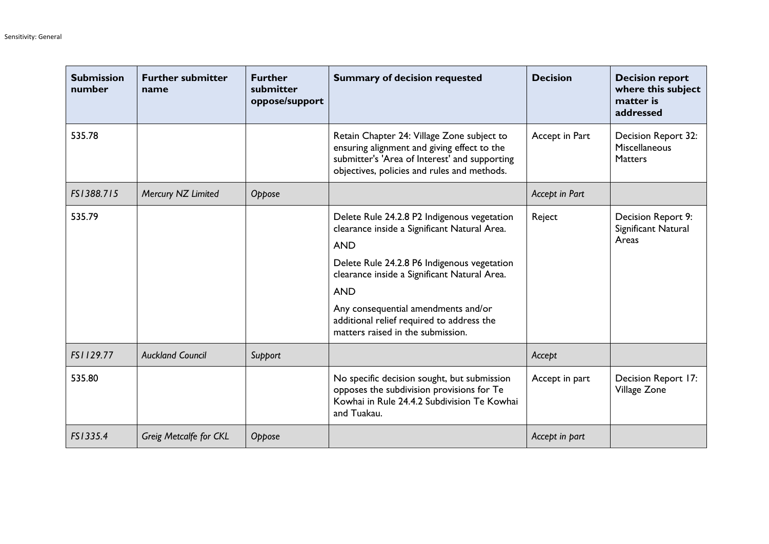| Submission number | Further submitter name | Further submitter oppose/support | Summary of decision requested | Decision | Decision report where this subject matter is addressed |
|---|---|---|---|---|---|
| 535.78 | | | Retain Chapter 24: Village Zone subject to ensuring alignment and giving effect to the submitter's 'Area of Interest' and supporting objectives, policies and rules and methods. | Accept in Part | Decision Report 32: Miscellaneous Matters |
| *FS1388.715* | *Mercury NZ Limited* | *Oppose* | | *Accept in Part* | |
| 535.79 | | | Delete Rule 24.2.8 P2 Indigenous vegetation clearance inside a Significant Natural Area.<br><br>AND<br><br>Delete Rule 24.2.8 P6 Indigenous vegetation clearance inside a Significant Natural Area.<br><br>AND<br><br>Any consequential amendments and/or additional relief required to address the matters raised in the submission. | Reject | Decision Report 9: Significant Natural Areas |
| *FS1129.77* | *Auckland Council* | *Support* | | *Accept* | |
| 535.80 | | | No specific decision sought, but submission opposes the subdivision provisions for Te Kowhai in Rule 24.4.2 Subdivision Te Kowhai and Tuakau. | Accept in part | Decision Report 17: Village Zone |
| *FS1335.4* | *Greig Metcalfe for CKL* | *Oppose* | | *Accept in part* | |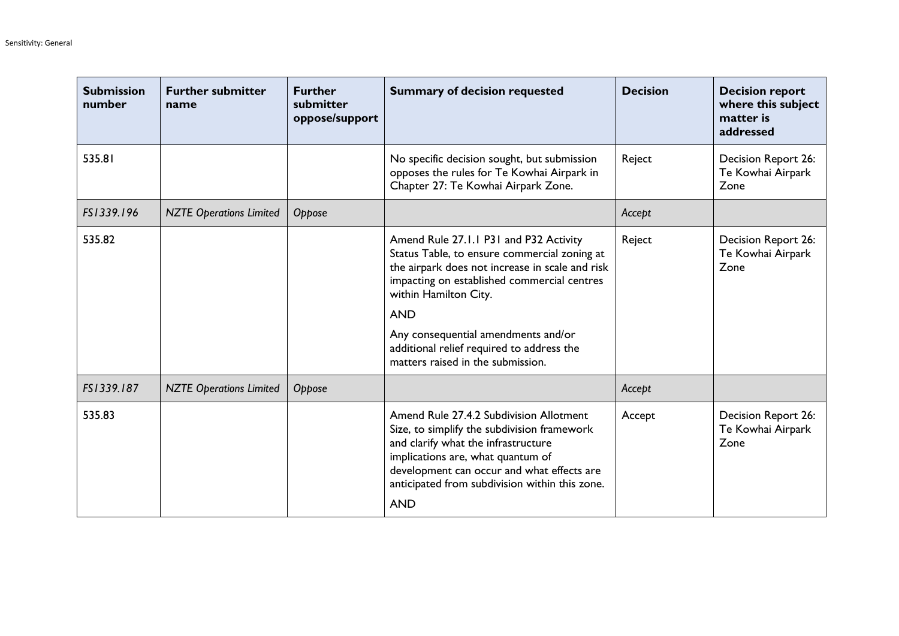| Submission number | Further submitter name | Further submitter oppose/support | Summary of decision requested | Decision | Decision report where this subject matter is addressed |
|---|---|---|---|---|---|
| 535.81 | | | No specific decision sought, but submission opposes the rules for Te Kowhai Airpark in Chapter 27: Te Kowhai Airpark Zone. | Reject | Decision Report 26: Te Kowhai Airpark Zone |
| *FS1339.196* | *NZTE Operations Limited* | *Oppose* | | *Accept* | |
| 535.82 | | | Amend Rule 27.1.1 P31 and P32 Activity Status Table, to ensure commercial zoning at the airpark does not increase in scale and risk impacting on established commercial centres within Hamilton City.<br><br>AND<br><br>Any consequential amendments and/or additional relief required to address the matters raised in the submission. | Reject | Decision Report 26: Te Kowhai Airpark Zone |
| *FS1339.187* | *NZTE Operations Limited* | *Oppose* | | *Accept* | |
| 535.83 | | | Amend Rule 27.4.2 Subdivision Allotment Size, to simplify the subdivision framework and clarify what the infrastructure implications are, what quantum of development can occur and what effects are anticipated from subdivision within this zone.<br><br>AND | Accept | Decision Report 26: Te Kowhai Airpark Zone |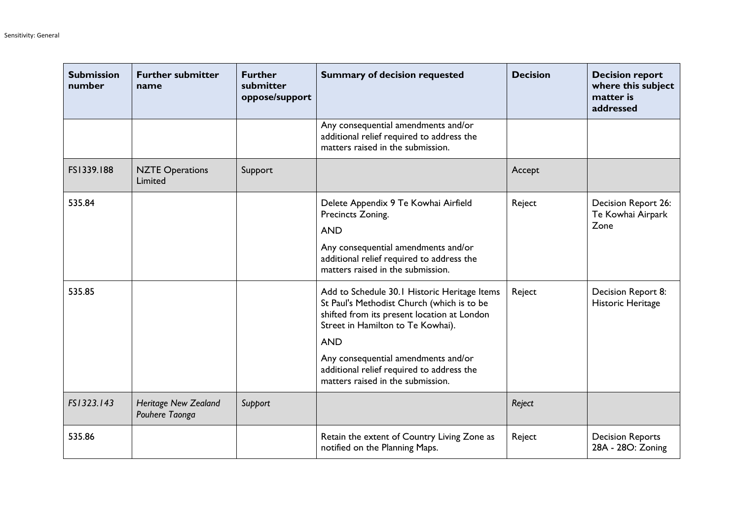| Submission number | Further submitter name | Further submitter oppose/support | Summary of decision requested | Decision | Decision report where this subject matter is addressed |
|---|---|---|---|---|---|
| | | | Any consequential amendments and/or additional relief required to address the matters raised in the submission. | | |
| FS1339.188 | NZTE Operations Limited | Support | | Accept | |
| 535.84 | | | Delete Appendix 9 Te Kowhai Airfield Precincts Zoning.<br><br>AND<br><br>Any consequential amendments and/or additional relief required to address the matters raised in the submission. | Reject | Decision Report 26: Te Kowhai Airpark Zone |
| 535.85 | | | Add to Schedule 30.1 Historic Heritage Items St Paul's Methodist Church (which is to be shifted from its present location at London Street in Hamilton to Te Kowhai).<br><br>AND<br><br>Any consequential amendments and/or additional relief required to address the matters raised in the submission. | Reject | Decision Report 8: Historic Heritage |
| *FS1323.143* | *Heritage New Zealand Pouhere Taonga* | *Support* | | *Reject* | |
| 535.86 | | | Retain the extent of Country Living Zone as notified on the Planning Maps. | Reject | Decision Reports 28A - 28O: Zoning |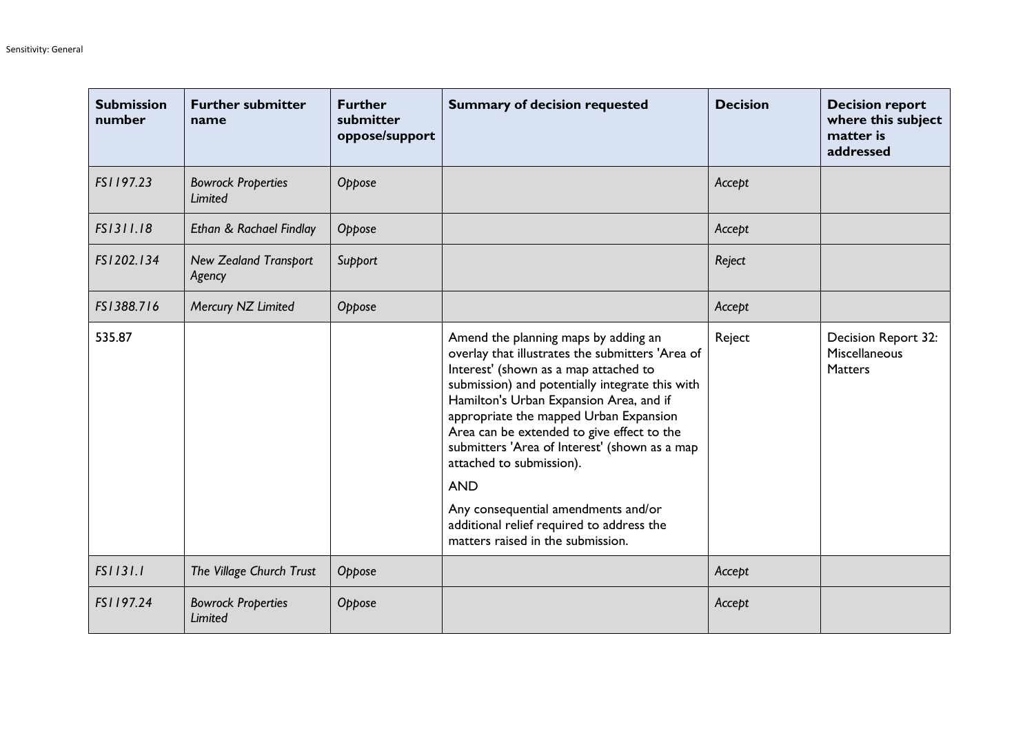| Submission number | Further submitter name | Further submitter oppose/support | Summary of decision requested | Decision | Decision report where this subject matter is addressed |
|---|---|---|---|---|---|
| *FS1197.23* | *Bowrock Properties Limited* | *Oppose* | | *Accept* | |
| *FS1311.18* | *Ethan & Rachael Findlay* | *Oppose* | | *Accept* | |
| *FS1202.134* | *New Zealand Transport Agency* | *Support* | | *Reject* | |
| *FS1388.716* | *Mercury NZ Limited* | *Oppose* | | *Accept* | |
| 535.87 | | | Amend the planning maps by adding an overlay that illustrates the submitters 'Area of Interest' (shown as a map attached to submission) and potentially integrate this with Hamilton's Urban Expansion Area, and if appropriate the mapped Urban Expansion Area can be extended to give effect to the submitters 'Area of Interest' (shown as a map attached to submission).<br><br>AND<br><br>Any consequential amendments and/or additional relief required to address the matters raised in the submission. | Reject | Decision Report 32: Miscellaneous Matters |
| *FS1131.1* | *The Village Church Trust* | *Oppose* | | *Accept* | |
| *FS1197.24* | *Bowrock Properties Limited* | *Oppose* | | *Accept* | |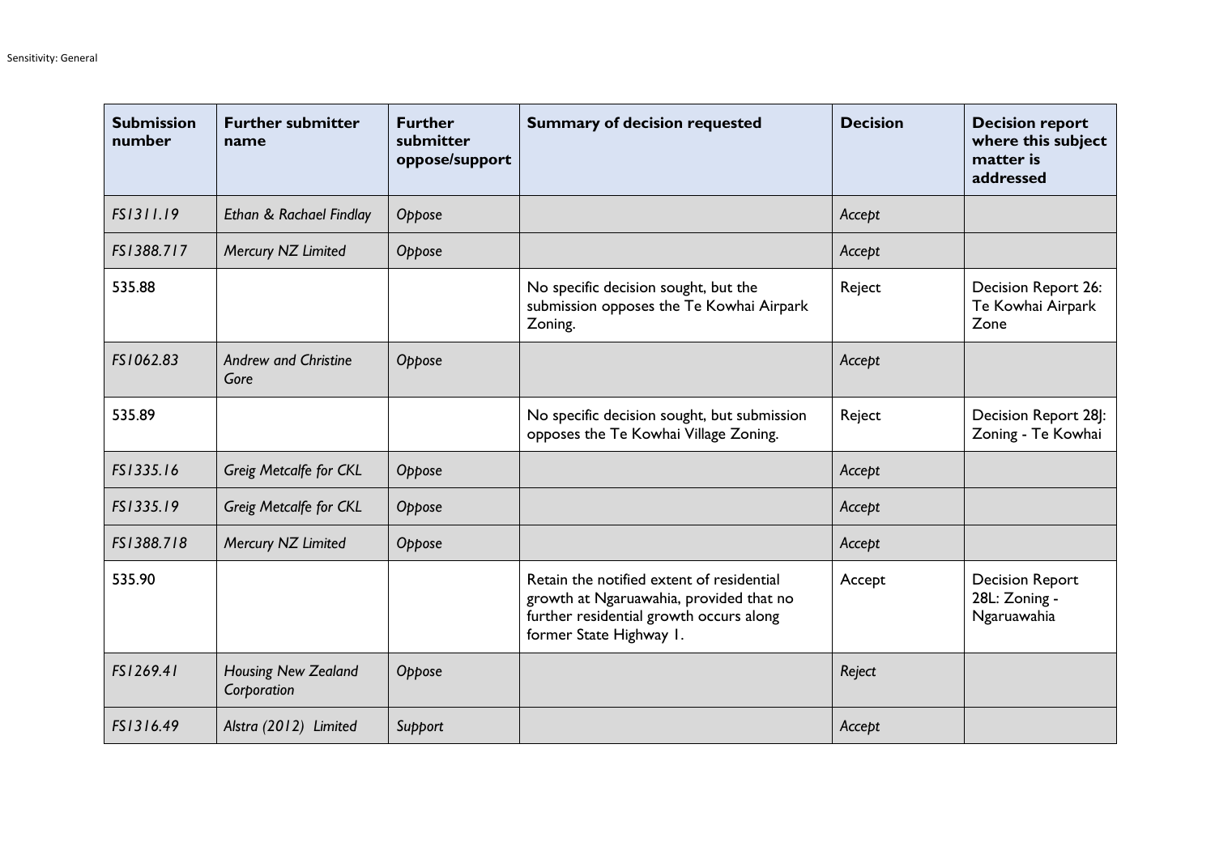| Submission number | Further submitter name | Further submitter oppose/support | Summary of decision requested | Decision | Decision report where this subject matter is addressed |
|---|---|---|---|---|---|
| *FS1311.19* | *Ethan & Rachael Findlay* | *Oppose* | | *Accept* | |
| *FS1388.717* | *Mercury NZ Limited* | *Oppose* | | *Accept* | |
| 535.88 | | | No specific decision sought, but the submission opposes the Te Kowhai Airpark Zoning. | Reject | Decision Report 26: Te Kowhai Airpark Zone |
| *FS1062.83* | *Andrew and Christine Gore* | *Oppose* | | *Accept* | |
| 535.89 | | | No specific decision sought, but submission opposes the Te Kowhai Village Zoning. | Reject | Decision Report 28J: Zoning - Te Kowhai |
| *FS1335.16* | *Greig Metcalfe for CKL* | *Oppose* | | *Accept* | |
| *FS1335.19* | *Greig Metcalfe for CKL* | *Oppose* | | *Accept* | |
| *FS1388.718* | *Mercury NZ Limited* | *Oppose* | | *Accept* | |
| 535.90 | | | Retain the notified extent of residential growth at Ngaruawahia, provided that no further residential growth occurs along former State Highway 1. | Accept | Decision Report 28L: Zoning - Ngaruawahia |
| *FS1269.41* | *Housing New Zealand Corporation* | *Oppose* | | *Reject* | |
| *FS1316.49* | *Alstra (2012) Limited* | *Support* | | *Accept* | |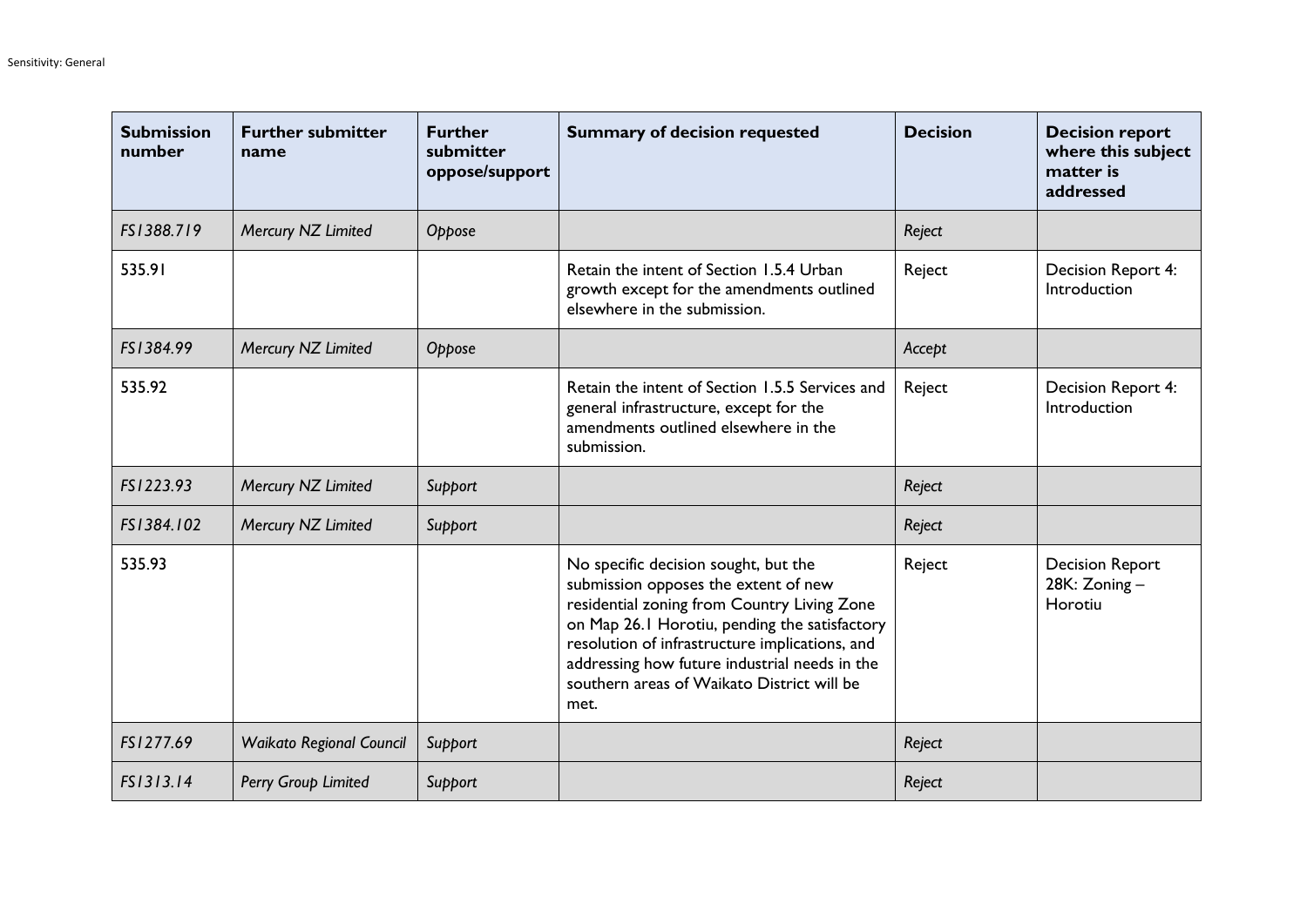| Submission number | Further submitter name | Further submitter oppose/support | Summary of decision requested | Decision | Decision report where this subject matter is addressed |
|---|---|---|---|---|---|
| *FS1388.719* | *Mercury NZ Limited* | *Oppose* | | *Reject* | |
| 535.91 | | | Retain the intent of Section 1.5.4 Urban growth except for the amendments outlined elsewhere in the submission. | Reject | Decision Report 4: Introduction |
| *FS1384.99* | *Mercury NZ Limited* | *Oppose* | | *Accept* | |
| 535.92 | | | Retain the intent of Section 1.5.5 Services and general infrastructure, except for the amendments outlined elsewhere in the submission. | Reject | Decision Report 4: Introduction |
| *FS1223.93* | *Mercury NZ Limited* | *Support* | | *Reject* | |
| *FS1384.102* | *Mercury NZ Limited* | *Support* | | *Reject* | |
| 535.93 | | | No specific decision sought, but the submission opposes the extent of new residential zoning from Country Living Zone on Map 26.1 Horotiu, pending the satisfactory resolution of infrastructure implications, and addressing how future industrial needs in the southern areas of Waikato District will be met. | Reject | Decision Report 28K: Zoning – Horotiu |
| *FS1277.69* | *Waikato Regional Council* | *Support* | | *Reject* | |
| *FS1313.14* | *Perry Group Limited* | *Support* | | *Reject* | |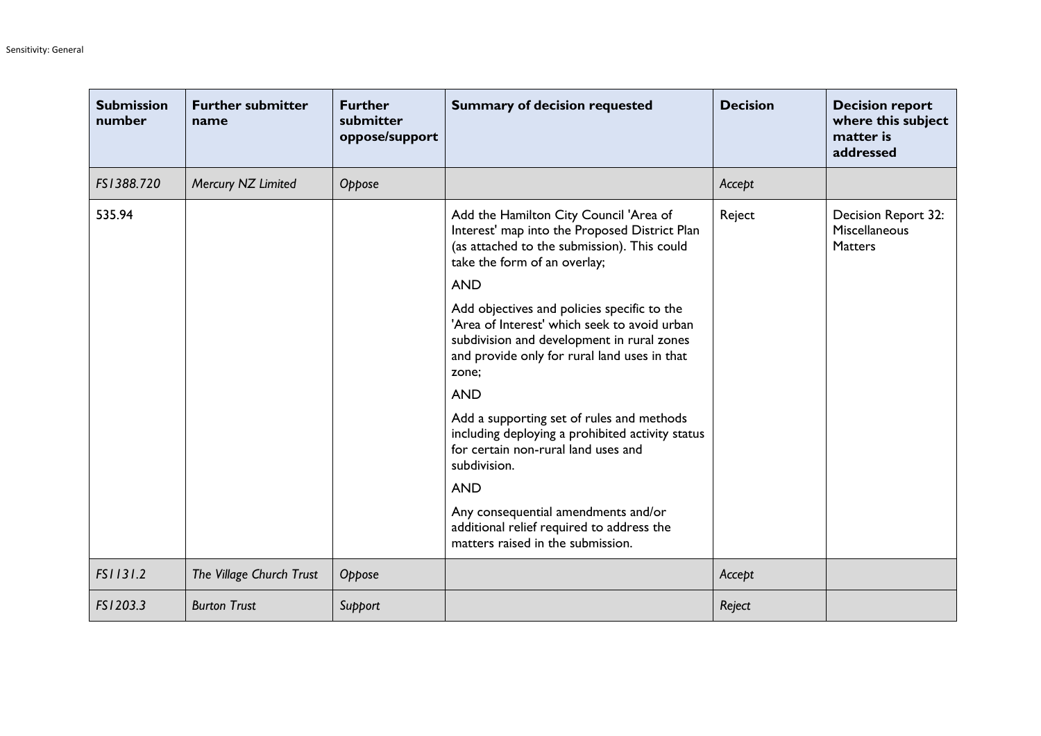| Submission number | Further submitter name | Further submitter oppose/support | Summary of decision requested | Decision | Decision report where this subject matter is addressed |
|---|---|---|---|---|---|
| *FS1388.720* | *Mercury NZ Limited* | *Oppose* | | *Accept* | |
| 535.94 | | | Add the Hamilton City Council 'Area of Interest' map into the Proposed District Plan (as attached to the submission). This could take the form of an overlay;<br><br>AND<br><br>Add objectives and policies specific to the 'Area of Interest' which seek to avoid urban subdivision and development in rural zones and provide only for rural land uses in that zone;<br><br>AND<br><br>Add a supporting set of rules and methods including deploying a prohibited activity status for certain non-rural land uses and subdivision.<br><br>AND<br><br>Any consequential amendments and/or additional relief required to address the matters raised in the submission. | Reject | Decision Report 32: Miscellaneous Matters |
| *FS1131.2* | *The Village Church Trust* | *Oppose* | | *Accept* | |
| *FS1203.3* | *Burton Trust* | *Support* | | *Reject* | |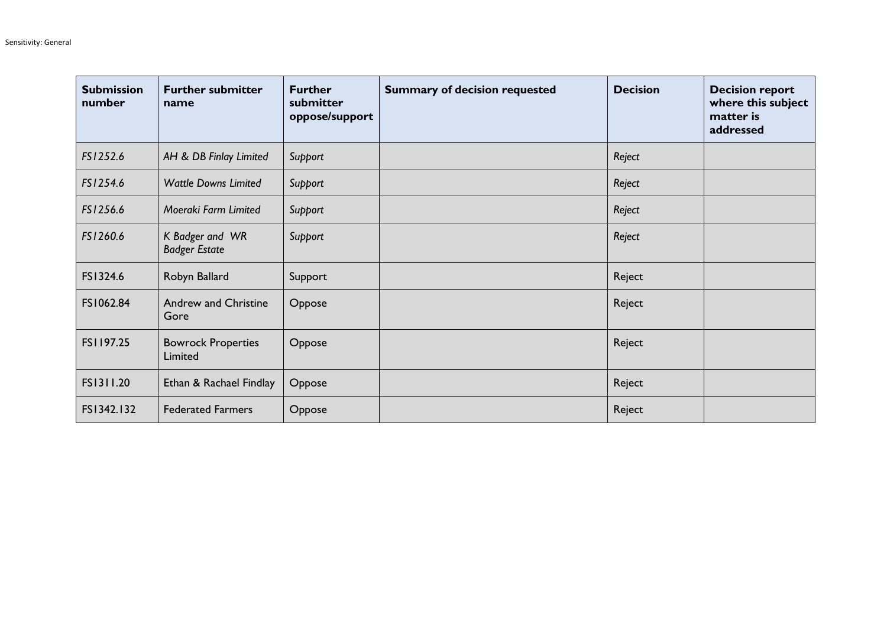| Submission number | Further submitter name | Further submitter oppose/support | Summary of decision requested | Decision | Decision report where this subject matter is addressed |
|---|---|---|---|---|---|
| *FS1252.6* | *AH & DB Finlay Limited* | *Support* | | *Reject* | |
| *FS1254.6* | *Wattle Downs Limited* | *Support* | | *Reject* | |
| *FS1256.6* | *Moeraki Farm Limited* | *Support* | | *Reject* | |
| *FS1260.6* | *K Badger and WR Badger Estate* | *Support* | | *Reject* | |
| FS1324.6 | Robyn Ballard | Support | | Reject | |
| FS1062.84 | Andrew and Christine Gore | Oppose | | Reject | |
| FS1197.25 | Bowrock Properties Limited | Oppose | | Reject | |
| FS1311.20 | Ethan & Rachael Findlay | Oppose | | Reject | |
| FS1342.132 | Federated Farmers | Oppose | | Reject | |